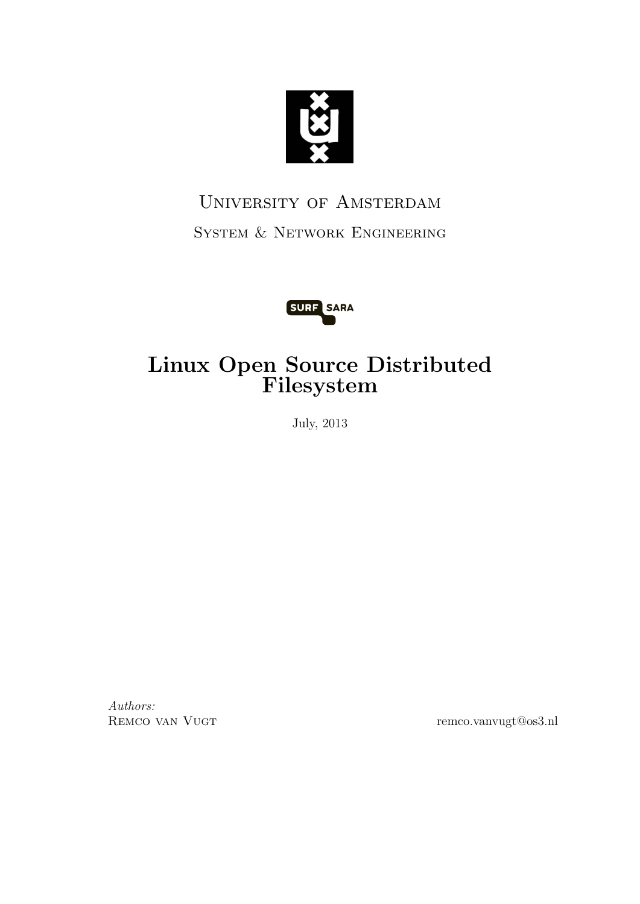University of Amsterdam

System & Network Engineering

# Linux Open Source Distributed Filesystem

July, 2013

*Authors:*
Remco van Vugt — remco.vanvugt@os3.nl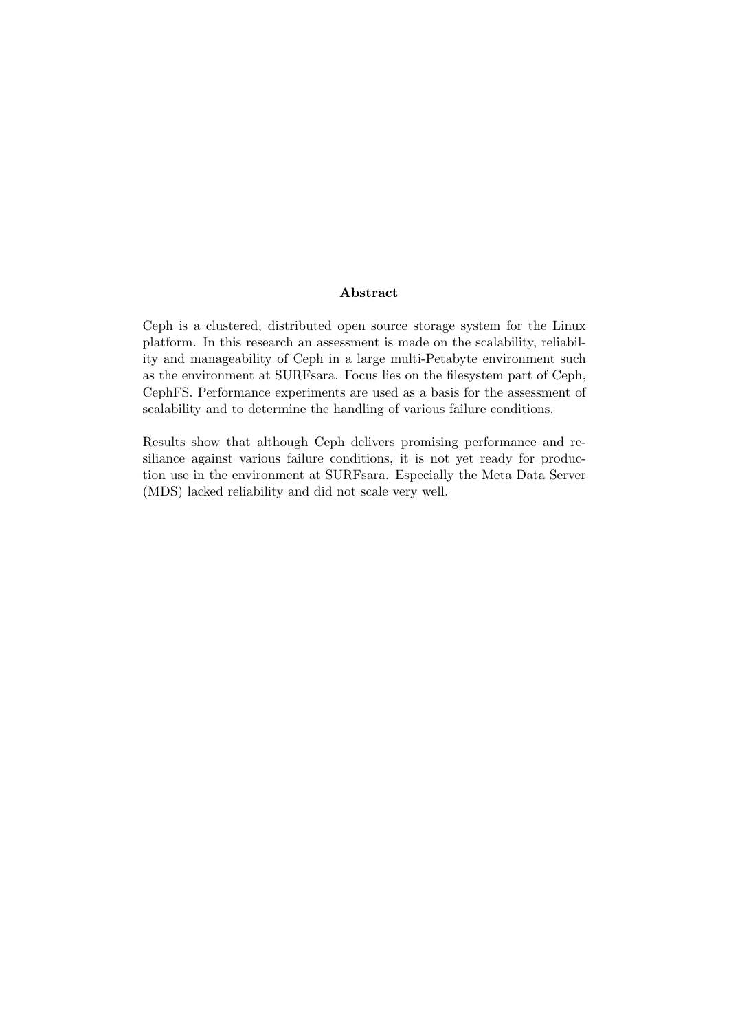## Abstract

Ceph is a clustered, distributed open source storage system for the Linux platform. In this research an assessment is made on the scalability, reliability and manageability of Ceph in a large multi-Petabyte environment such as the environment at SURFsara. Focus lies on the filesystem part of Ceph, CephFS. Performance experiments are used as a basis for the assessment of scalability and to determine the handling of various failure conditions.

Results show that although Ceph delivers promising performance and resiliance against various failure conditions, it is not yet ready for production use in the environment at SURFsara. Especially the Meta Data Server (MDS) lacked reliability and did not scale very well.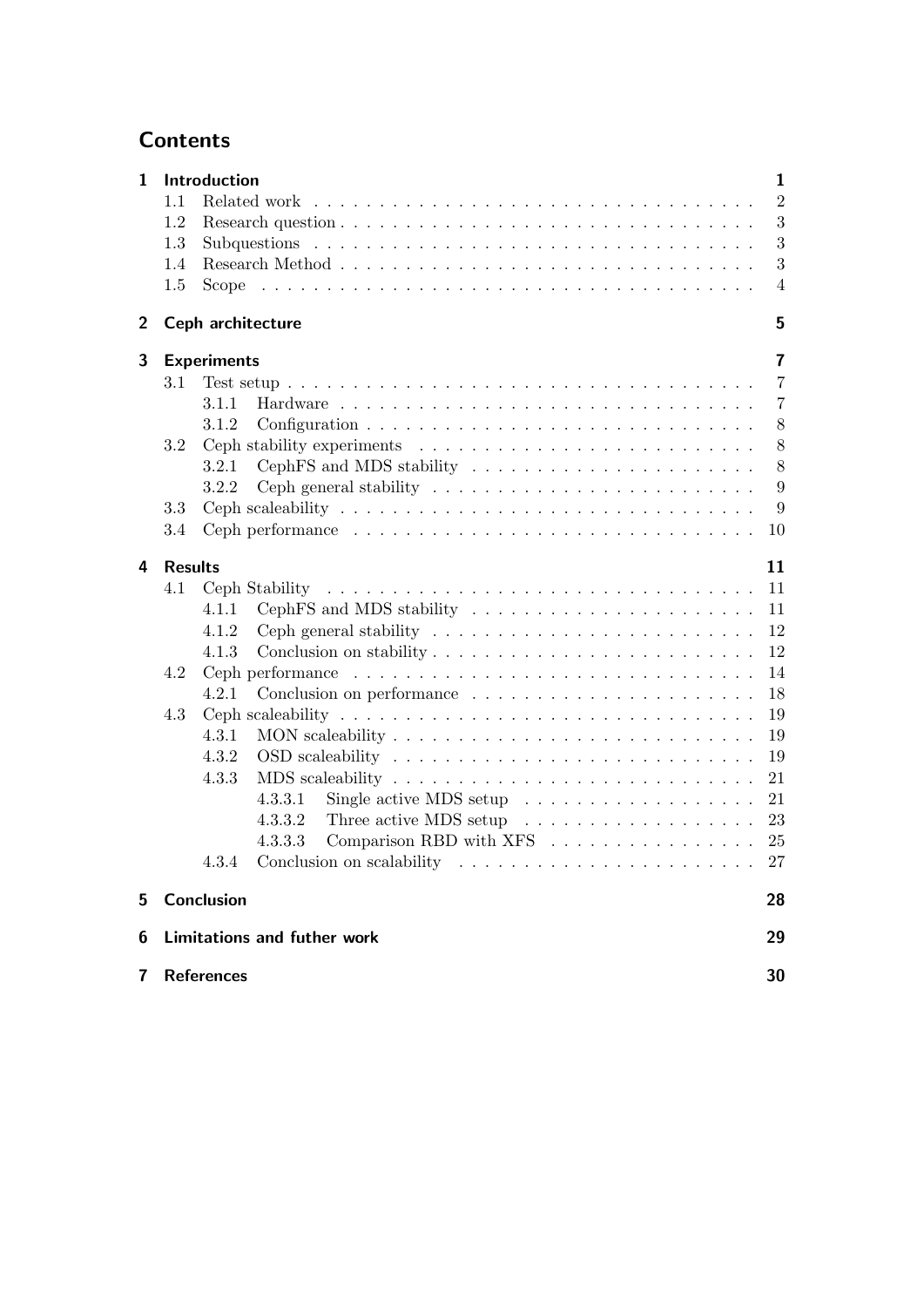# Contents

- **1 Introduction** — 1
  - 1.1 Related work — 2
  - 1.2 Research question — 3
  - 1.3 Subquestions — 3
  - 1.4 Research Method — 3
  - 1.5 Scope — 4
- **2 Ceph architecture** — 5
- **3 Experiments** — 7
  - 3.1 Test setup — 7
    - 3.1.1 Hardware — 7
    - 3.1.2 Configuration — 8
  - 3.2 Ceph stability experiments — 8
    - 3.2.1 CephFS and MDS stability — 8
    - 3.2.2 Ceph general stability — 9
  - 3.3 Ceph scaleability — 9
  - 3.4 Ceph performance — 10
- **4 Results** — 11
  - 4.1 Ceph Stability — 11
    - 4.1.1 CephFS and MDS stability — 11
    - 4.1.2 Ceph general stability — 12
    - 4.1.3 Conclusion on stability — 12
  - 4.2 Ceph performance — 14
    - 4.2.1 Conclusion on performance — 18
  - 4.3 Ceph scaleability — 19
    - 4.3.1 MON scaleability — 19
    - 4.3.2 OSD scaleability — 19
    - 4.3.3 MDS scaleability — 21
      - 4.3.3.1 Single active MDS setup — 21
      - 4.3.3.2 Three active MDS setup — 23
      - 4.3.3.3 Comparison RBD with XFS — 25
    - 4.3.4 Conclusion on scalability — 27
- **5 Conclusion** — 28
- **6 Limitations and futher work** — 29
- **7 References** — 30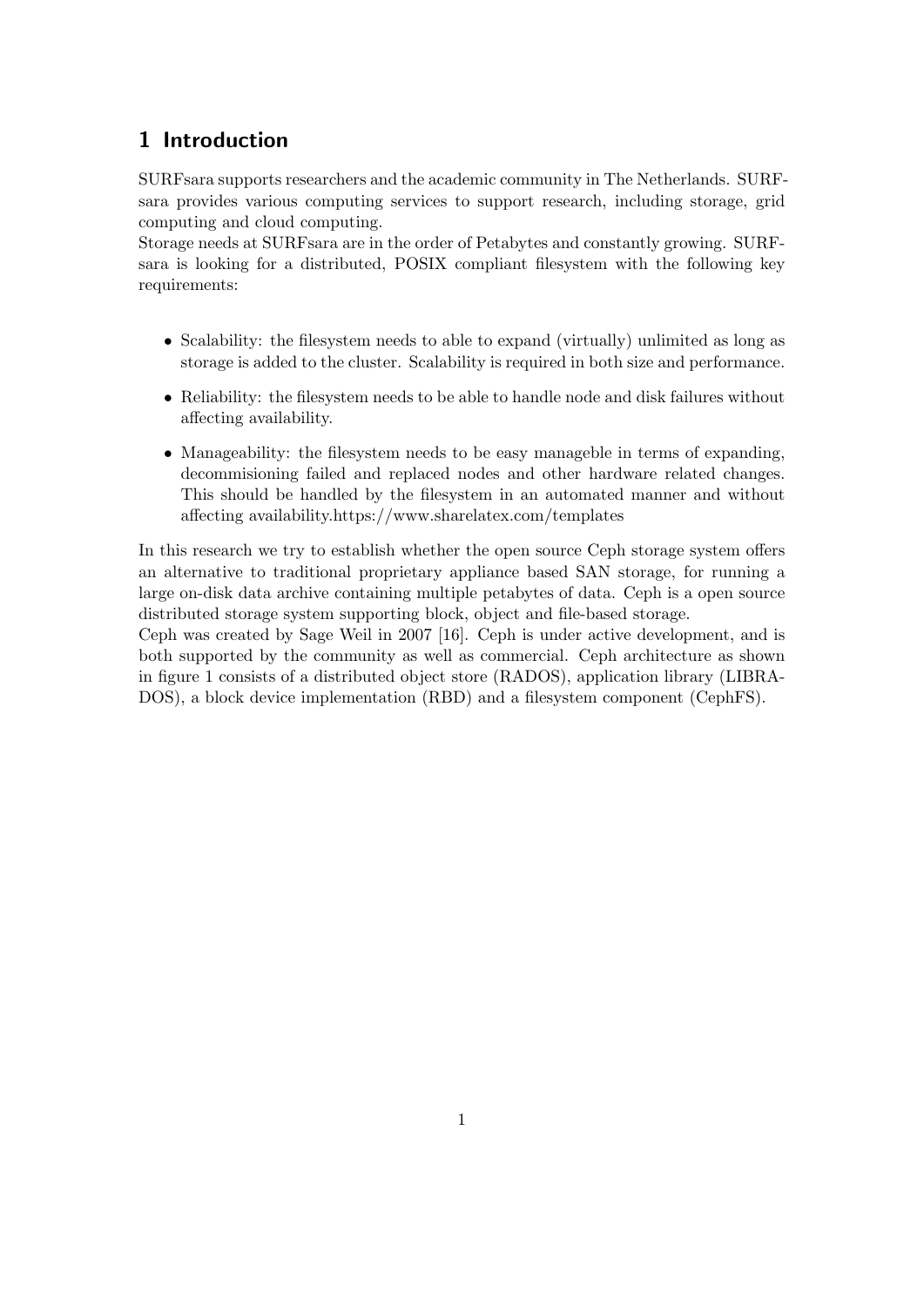# 1 Introduction

SURFsara supports researchers and the academic community in The Netherlands. SURFsara provides various computing services to support research, including storage, grid computing and cloud computing.
Storage needs at SURFsara are in the order of Petabytes and constantly growing. SURFsara is looking for a distributed, POSIX compliant filesystem with the following key requirements:

- Scalability: the filesystem needs to able to expand (virtually) unlimited as long as storage is added to the cluster. Scalability is required in both size and performance.
- Reliability: the filesystem needs to be able to handle node and disk failures without affecting availability.
- Manageability: the filesystem needs to be easy manageble in terms of expanding, decommisioning failed and replaced nodes and other hardware related changes. This should be handled by the filesystem in an automated manner and without affecting availability.https://www.sharelatex.com/templates

In this research we try to establish whether the open source Ceph storage system offers an alternative to traditional proprietary appliance based SAN storage, for running a large on-disk data archive containing multiple petabytes of data. Ceph is a open source distributed storage system supporting block, object and file-based storage.
Ceph was created by Sage Weil in 2007 [16]. Ceph is under active development, and is both supported by the community as well as commercial. Ceph architecture as shown in figure 1 consists of a distributed object store (RADOS), application library (LIBRADOS), a block device implementation (RBD) and a filesystem component (CephFS).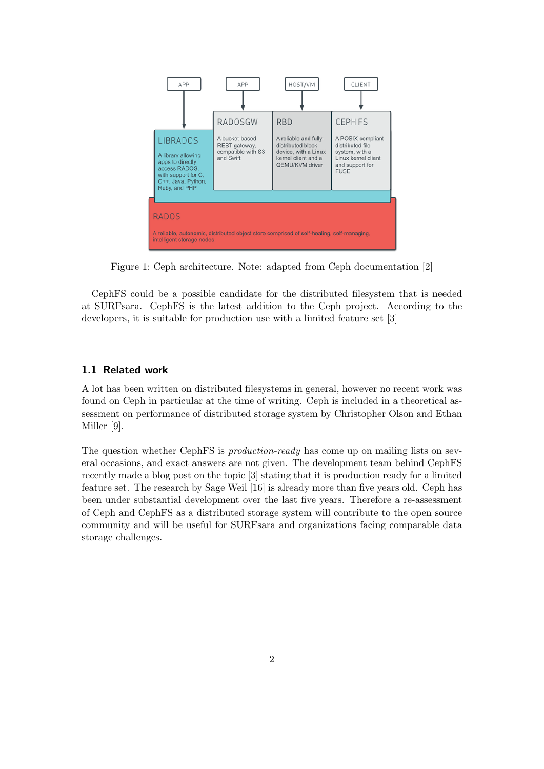Figure 1: Ceph architecture. Note: adapted from Ceph documentation [2]

CephFS could be a possible candidate for the distributed filesystem that is needed at SURFsara. CephFS is the latest addition to the Ceph project. According to the developers, it is suitable for production use with a limited feature set [3]

## 1.1 Related work

A lot has been written on distributed filesystems in general, however no recent work was found on Ceph in particular at the time of writing. Ceph is included in a theoretical assessment on performance of distributed storage system by Christopher Olson and Ethan Miller [9].

The question whether CephFS is *production-ready* has come up on mailing lists on several occasions, and exact answers are not given. The development team behind CephFS recently made a blog post on the topic [3] stating that it is production ready for a limited feature set. The research by Sage Weil [16] is already more than five years old. Ceph has been under substantial development over the last five years. Therefore a re-assessment of Ceph and CephFS as a distributed storage system will contribute to the open source community and will be useful for SURFsara and organizations facing comparable data storage challenges.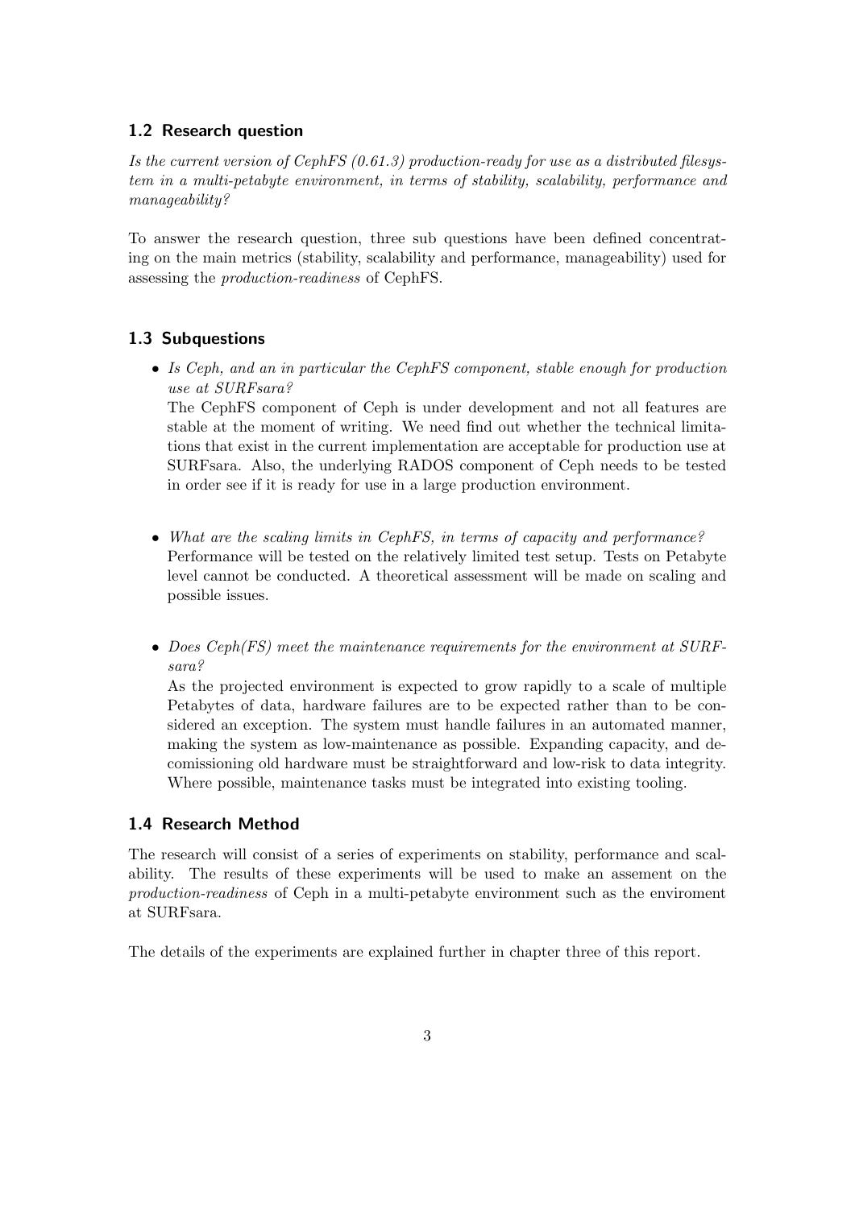## 1.2 Research question

*Is the current version of CephFS (0.61.3) production-ready for use as a distributed filesystem in a multi-petabyte environment, in terms of stability, scalability, performance and manageability?*

To answer the research question, three sub questions have been defined concentrating on the main metrics (stability, scalability and performance, manageability) used for assessing the *production-readiness* of CephFS.

## 1.3 Subquestions

- *Is Ceph, and an in particular the CephFS component, stable enough for production use at SURFsara?*
  The CephFS component of Ceph is under development and not all features are stable at the moment of writing. We need find out whether the technical limitations that exist in the current implementation are acceptable for production use at SURFsara. Also, the underlying RADOS component of Ceph needs to be tested in order see if it is ready for use in a large production environment.

- *What are the scaling limits in CephFS, in terms of capacity and performance?*
  Performance will be tested on the relatively limited test setup. Tests on Petabyte level cannot be conducted. A theoretical assessment will be made on scaling and possible issues.

- *Does Ceph(FS) meet the maintenance requirements for the environment at SURFsara?*
  As the projected environment is expected to grow rapidly to a scale of multiple Petabytes of data, hardware failures are to be expected rather than to be considered an exception. The system must handle failures in an automated manner, making the system as low-maintenance as possible. Expanding capacity, and decomissioning old hardware must be straightforward and low-risk to data integrity. Where possible, maintenance tasks must be integrated into existing tooling.

## 1.4 Research Method

The research will consist of a series of experiments on stability, performance and scalability. The results of these experiments will be used to make an assement on the *production-readiness* of Ceph in a multi-petabyte environment such as the enviroment at SURFsara.

The details of the experiments are explained further in chapter three of this report.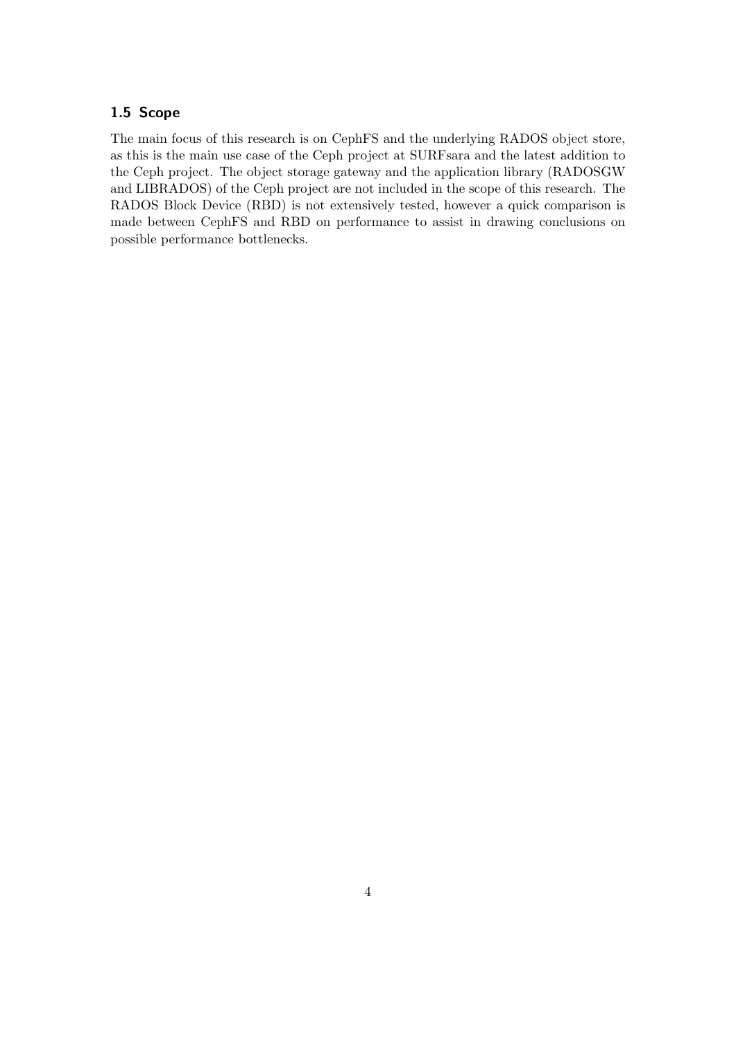### 1.5 Scope

The main focus of this research is on CephFS and the underlying RADOS object store, as this is the main use case of the Ceph project at SURFsara and the latest addition to the Ceph project. The object storage gateway and the application library (RADOSGW and LIBRADOS) of the Ceph project are not included in the scope of this research. The RADOS Block Device (RBD) is not extensively tested, however a quick comparison is made between CephFS and RBD on performance to assist in drawing conclusions on possible performance bottlenecks.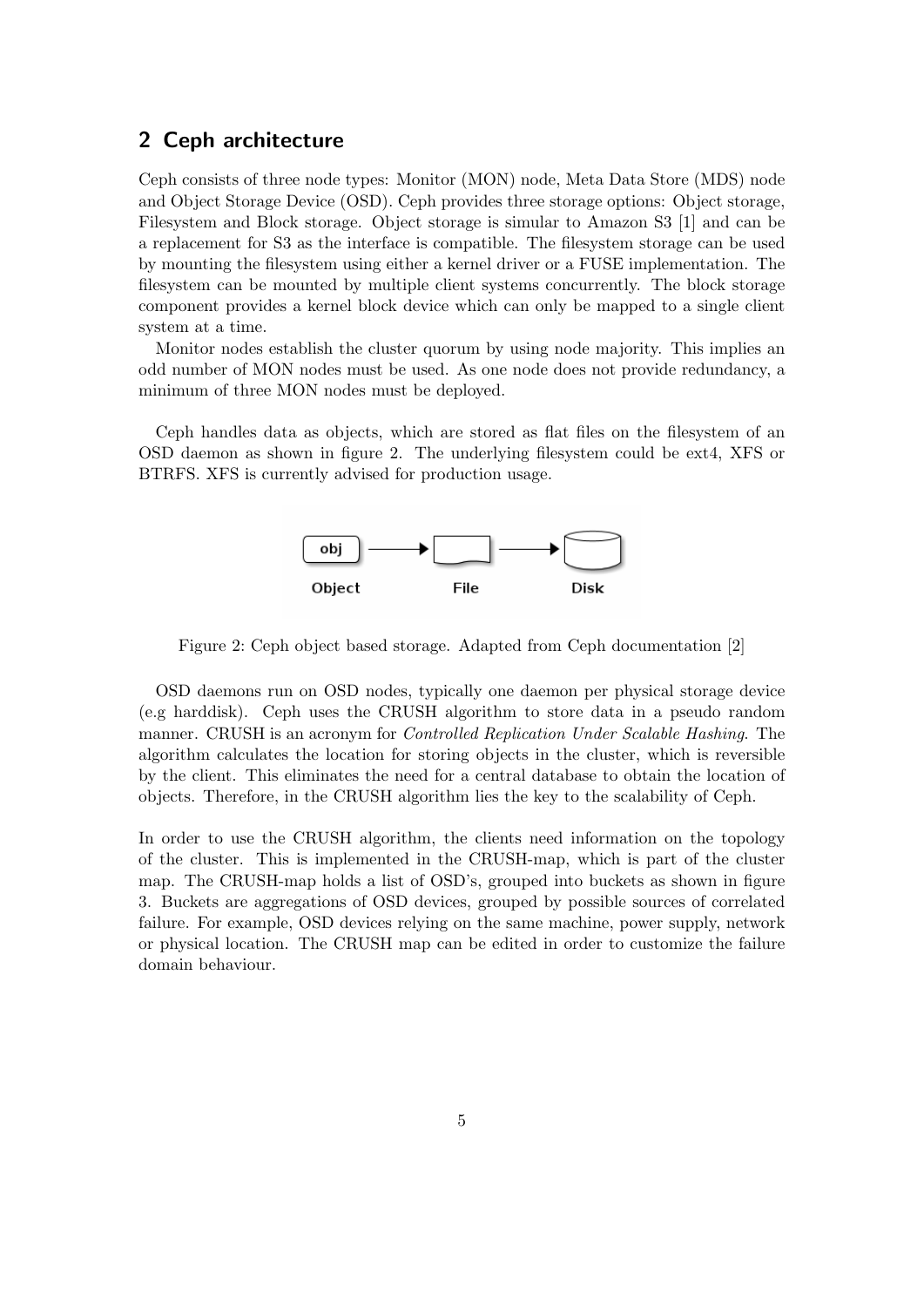## 2 Ceph architecture

Ceph consists of three node types: Monitor (MON) node, Meta Data Store (MDS) node and Object Storage Device (OSD). Ceph provides three storage options: Object storage, Filesystem and Block storage. Object storage is simular to Amazon S3 [1] and can be a replacement for S3 as the interface is compatible. The filesystem storage can be used by mounting the filesystem using either a kernel driver or a FUSE implementation. The filesystem can be mounted by multiple client systems concurrently. The block storage component provides a kernel block device which can only be mapped to a single client system at a time.

Monitor nodes establish the cluster quorum by using node majority. This implies an odd number of MON nodes must be used. As one node does not provide redundancy, a minimum of three MON nodes must be deployed.

Ceph handles data as objects, which are stored as flat files on the filesystem of an OSD daemon as shown in figure 2. The underlying filesystem could be ext4, XFS or BTRFS. XFS is currently advised for production usage.

Figure 2: Ceph object based storage. Adapted from Ceph documentation [2]

OSD daemons run on OSD nodes, typically one daemon per physical storage device (e.g harddisk). Ceph uses the CRUSH algorithm to store data in a pseudo random manner. CRUSH is an acronym for *Controlled Replication Under Scalable Hashing*. The algorithm calculates the location for storing objects in the cluster, which is reversible by the client. This eliminates the need for a central database to obtain the location of objects. Therefore, in the CRUSH algorithm lies the key to the scalability of Ceph.

In order to use the CRUSH algorithm, the clients need information on the topology of the cluster. This is implemented in the CRUSH-map, which is part of the cluster map. The CRUSH-map holds a list of OSD's, grouped into buckets as shown in figure 3. Buckets are aggregations of OSD devices, grouped by possible sources of correlated failure. For example, OSD devices relying on the same machine, power supply, network or physical location. The CRUSH map can be edited in order to customize the failure domain behaviour.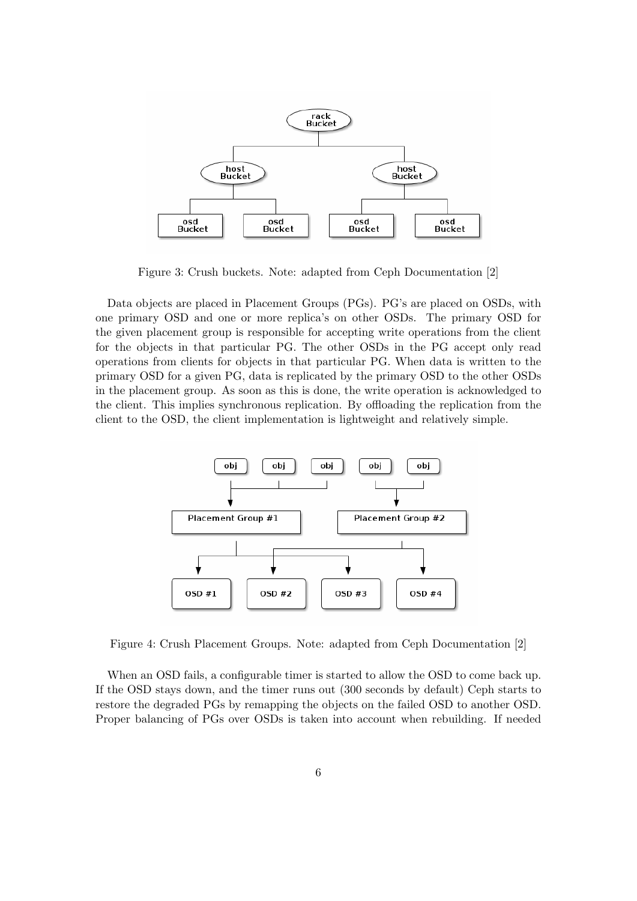Figure 3: Crush buckets. Note: adapted from Ceph Documentation [2]

Data objects are placed in Placement Groups (PGs). PG's are placed on OSDs, with one primary OSD and one or more replica's on other OSDs. The primary OSD for the given placement group is responsible for accepting write operations from the client for the objects in that particular PG. The other OSDs in the PG accept only read operations from clients for objects in that particular PG. When data is written to the primary OSD for a given PG, data is replicated by the primary OSD to the other OSDs in the placement group. As soon as this is done, the write operation is acknowledged to the client. This implies synchronous replication. By offloading the replication from the client to the OSD, the client implementation is lightweight and relatively simple.

Figure 4: Crush Placement Groups. Note: adapted from Ceph Documentation [2]

When an OSD fails, a configurable timer is started to allow the OSD to come back up. If the OSD stays down, and the timer runs out (300 seconds by default) Ceph starts to restore the degraded PGs by remapping the objects on the failed OSD to another OSD. Proper balancing of PGs over OSDs is taken into account when rebuilding. If needed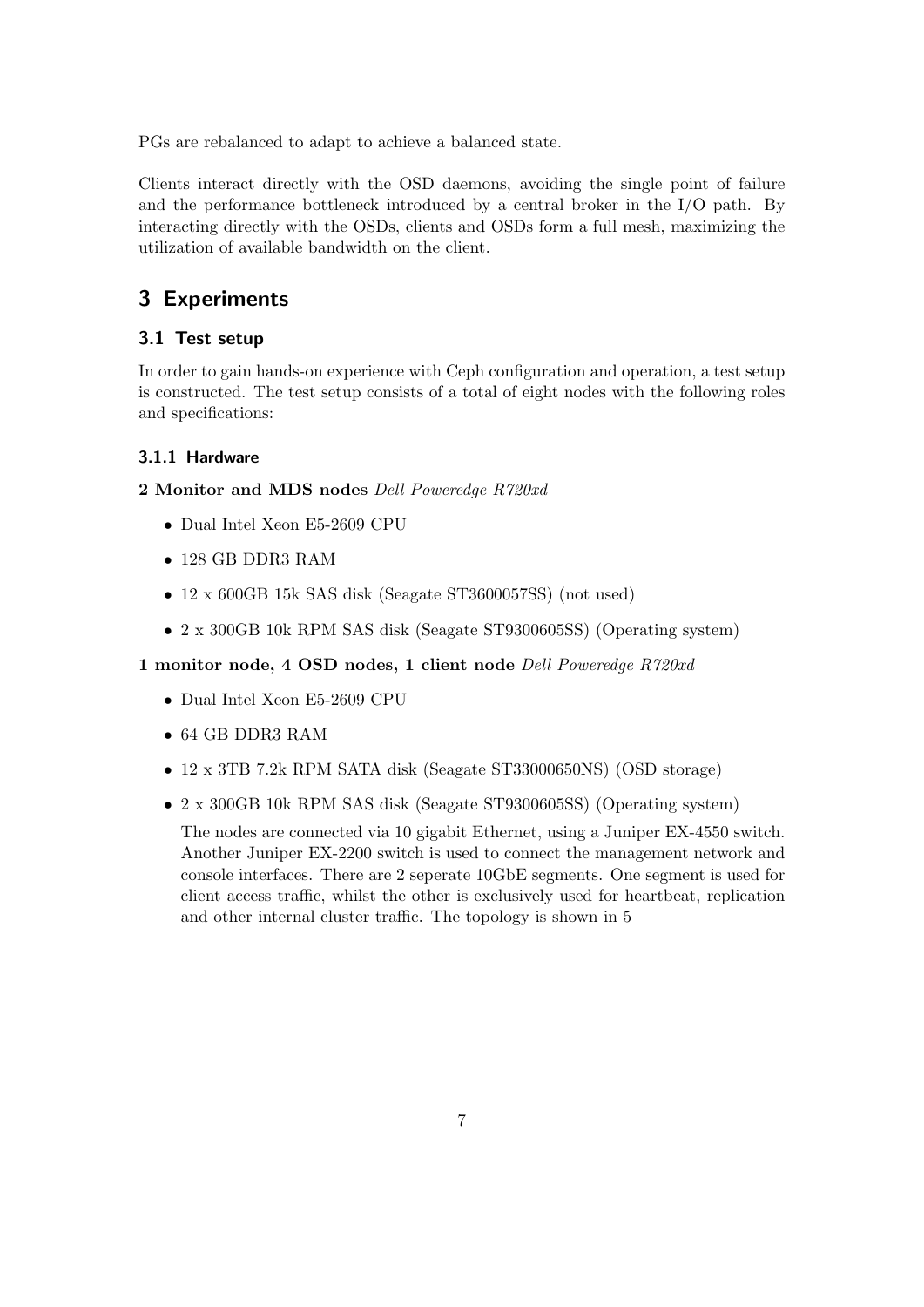PGs are rebalanced to adapt to achieve a balanced state.

Clients interact directly with the OSD daemons, avoiding the single point of failure and the performance bottleneck introduced by a central broker in the I/O path. By interacting directly with the OSDs, clients and OSDs form a full mesh, maximizing the utilization of available bandwidth on the client.

# 3 Experiments

## 3.1 Test setup

In order to gain hands-on experience with Ceph configuration and operation, a test setup is constructed. The test setup consists of a total of eight nodes with the following roles and specifications:

### 3.1.1 Hardware

**2 Monitor and MDS nodes** *Dell Poweredge R720xd*

- Dual Intel Xeon E5-2609 CPU
- 128 GB DDR3 RAM
- 12 x 600GB 15k SAS disk (Seagate ST3600057SS) (not used)
- 2 x 300GB 10k RPM SAS disk (Seagate ST9300605SS) (Operating system)

**1 monitor node, 4 OSD nodes, 1 client node** *Dell Poweredge R720xd*

- Dual Intel Xeon E5-2609 CPU
- 64 GB DDR3 RAM
- 12 x 3TB 7.2k RPM SATA disk (Seagate ST33000650NS) (OSD storage)
- 2 x 300GB 10k RPM SAS disk (Seagate ST9300605SS) (Operating system)

  The nodes are connected via 10 gigabit Ethernet, using a Juniper EX-4550 switch. Another Juniper EX-2200 switch is used to connect the management network and console interfaces. There are 2 seperate 10GbE segments. One segment is used for client access traffic, whilst the other is exclusively used for heartbeat, replication and other internal cluster traffic. The topology is shown in 5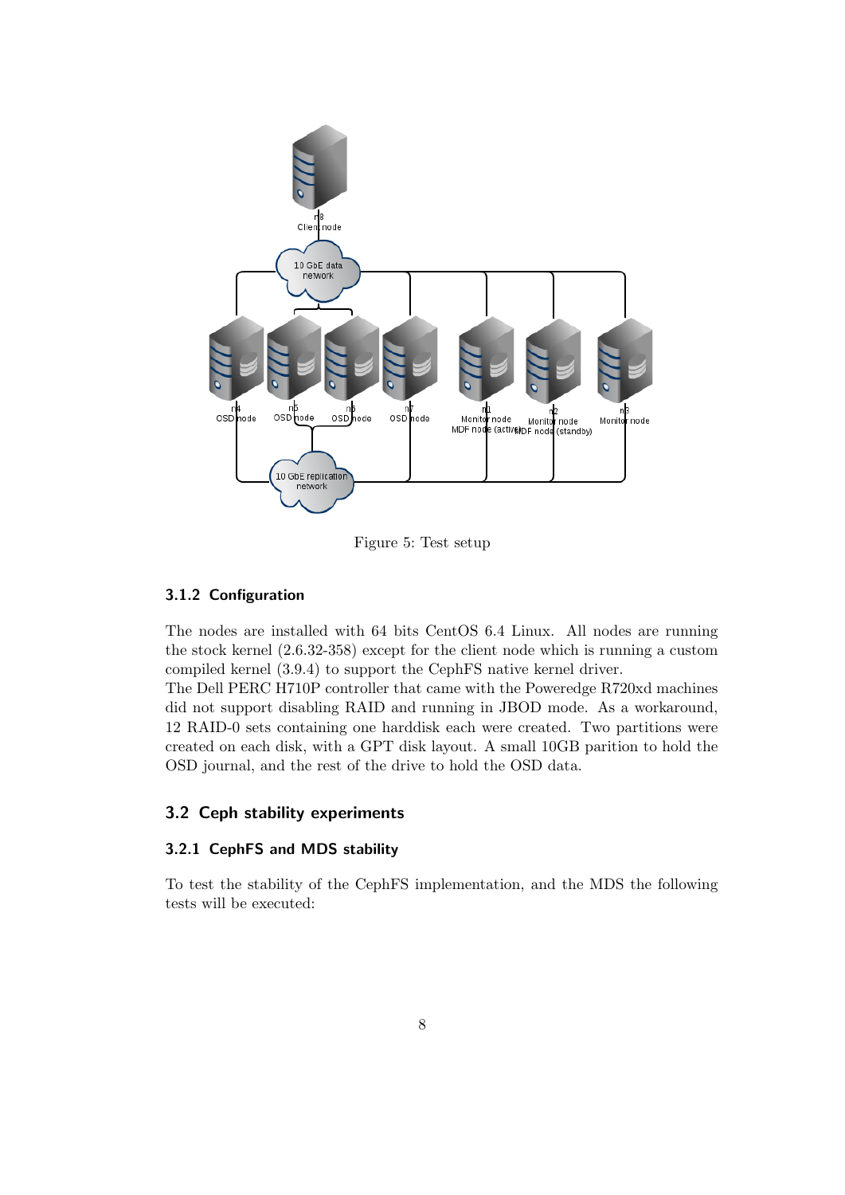Figure 5: Test setup

### 3.1.2 Configuration

The nodes are installed with 64 bits CentOS 6.4 Linux. All nodes are running the stock kernel (2.6.32-358) except for the client node which is running a custom compiled kernel (3.9.4) to support the CephFS native kernel driver.
The Dell PERC H710P controller that came with the Poweredge R720xd machines did not support disabling RAID and running in JBOD mode. As a workaround, 12 RAID-0 sets containing one harddisk each were created. Two partitions were created on each disk, with a GPT disk layout. A small 10GB parition to hold the OSD journal, and the rest of the drive to hold the OSD data.

## 3.2 Ceph stability experiments

### 3.2.1 CephFS and MDS stability

To test the stability of the CephFS implementation, and the MDS the following tests will be executed: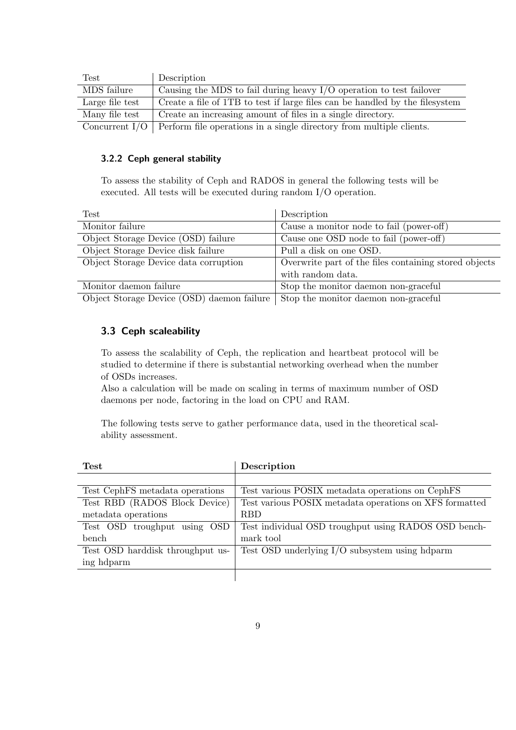| Test | Description |
|---|---|
| MDS failure | Causing the MDS to fail during heavy I/O operation to test failover |
| Large file test | Create a file of 1TB to test if large files can be handled by the filesystem |
| Many file test | Create an increasing amount of files in a single directory. |
| Concurrent I/O | Perform file operations in a single directory from multiple clients. |

### 3.2.2 Ceph general stability

To assess the stability of Ceph and RADOS in general the following tests will be executed. All tests will be executed during random I/O operation.

| Test | Description |
|---|---|
| Monitor failure | Cause a monitor node to fail (power-off) |
| Object Storage Device (OSD) failure | Cause one OSD node to fail (power-off) |
| Object Storage Device disk failure | Pull a disk on one OSD. |
| Object Storage Device data corruption | Overwrite part of the files containing stored objects with random data. |
| Monitor daemon failure | Stop the monitor daemon non-graceful |
| Object Storage Device (OSD) daemon failure | Stop the monitor daemon non-graceful |

## 3.3 Ceph scaleability

To assess the scalability of Ceph, the replication and heartbeat protocol will be studied to determine if there is substantial networking overhead when the number of OSDs increases.
Also a calculation will be made on scaling in terms of maximum number of OSD daemons per node, factoring in the load on CPU and RAM.

The following tests serve to gather performance data, used in the theoretical scalability assessment.

| **Test** | **Description** |
|---|---|
| | |
| Test CephFS metadata operations | Test various POSIX metadata operations on CephFS |
| Test RBD (RADOS Block Device) metadata operations | Test various POSIX metadata operations on XFS formatted RBD |
| Test OSD troughput using OSD bench | Test individual OSD troughput using RADOS OSD benchmark tool |
| Test OSD harddisk throughput using hdparm | Test OSD underlying I/O subsystem using hdparm |
| | |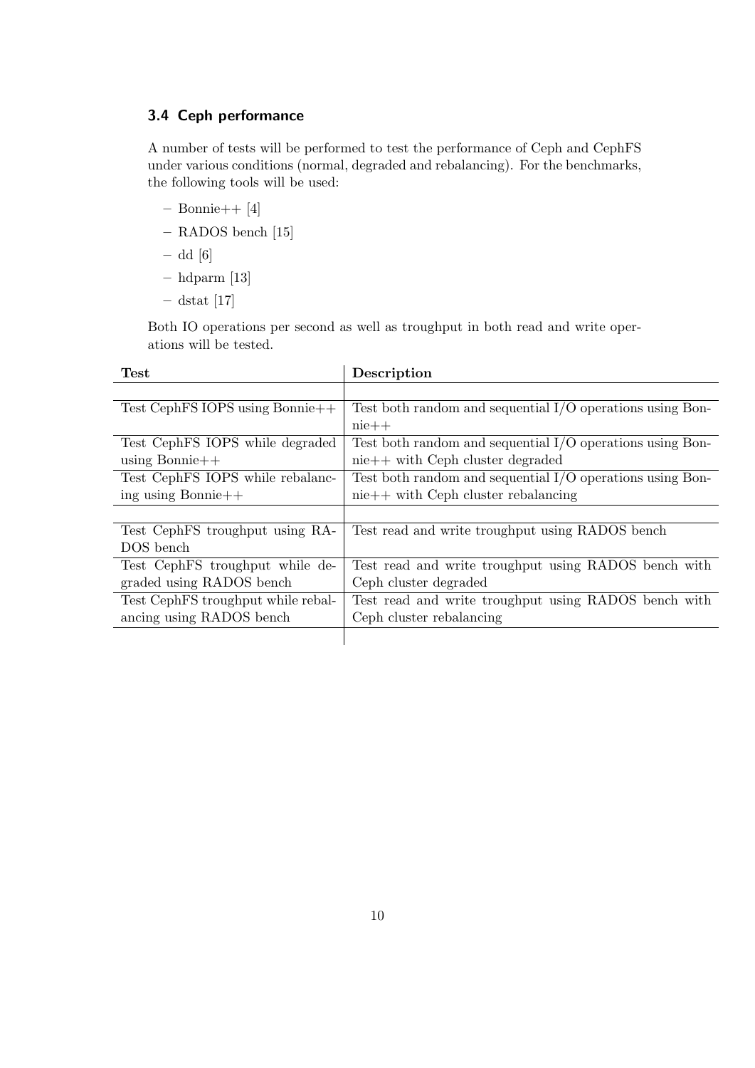### 3.4 Ceph performance

A number of tests will be performed to test the performance of Ceph and CephFS under various conditions (normal, degraded and rebalancing). For the benchmarks, the following tools will be used:

- Bonnie++ [4]
- RADOS bench [15]
- dd [6]
- hdparm [13]
- dstat [17]

Both IO operations per second as well as troughput in both read and write operations will be tested.

| Test | Description |
|---|---|
| | |
| Test CephFS IOPS using Bonnie++ | Test both random and sequential I/O operations using Bonnie++ |
| Test CephFS IOPS while degraded using Bonnie++ | Test both random and sequential I/O operations using Bonnie++ with Ceph cluster degraded |
| Test CephFS IOPS while rebalancing using Bonnie++ | Test both random and sequential I/O operations using Bonnie++ with Ceph cluster rebalancing |
| | |
| Test CephFS troughput using RADOS bench | Test read and write troughput using RADOS bench |
| Test CephFS troughput while degraded using RADOS bench | Test read and write troughput using RADOS bench with Ceph cluster degraded |
| Test CephFS troughput while rebalancing using RADOS bench | Test read and write troughput using RADOS bench with Ceph cluster rebalancing |
| | |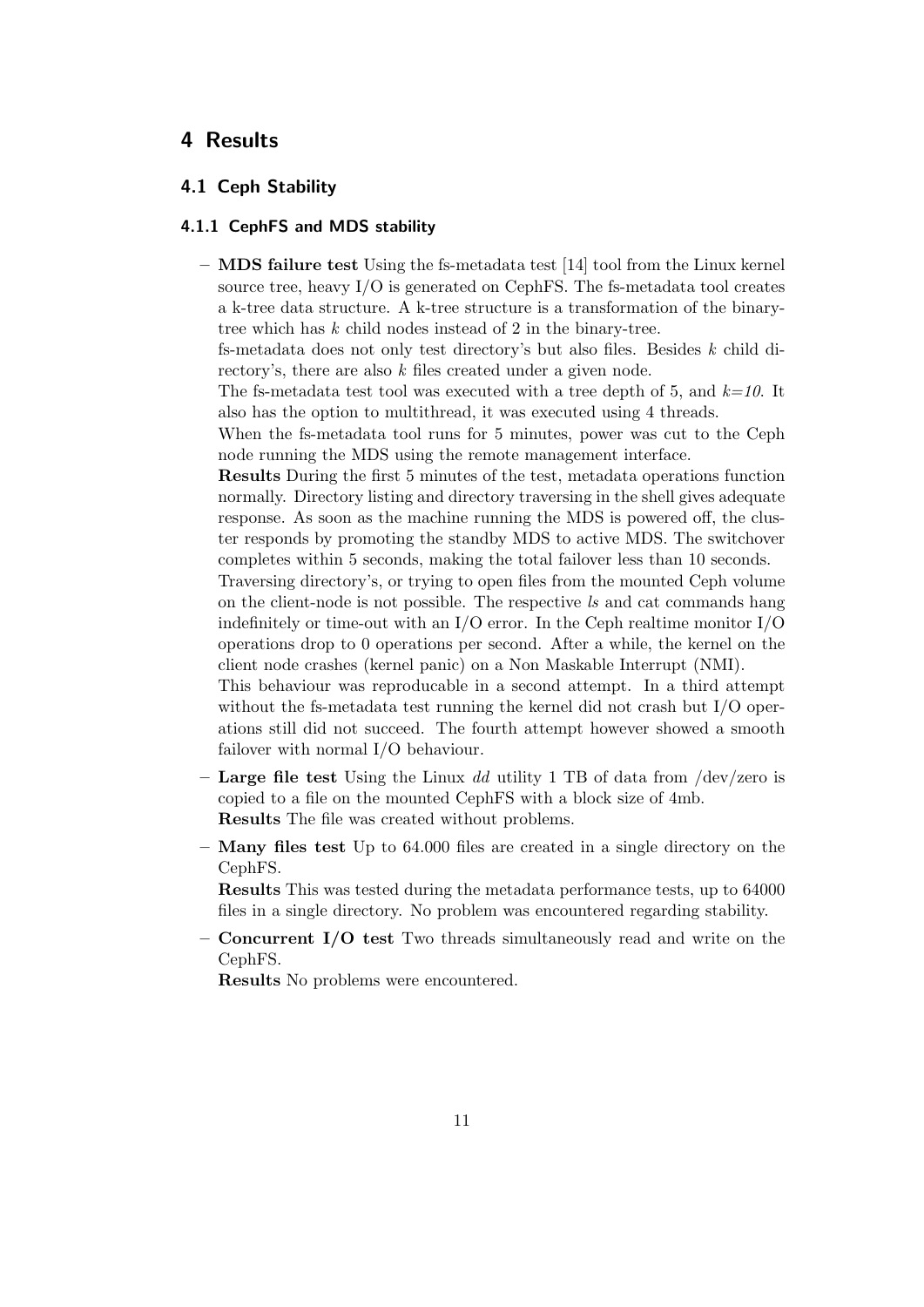# 4 Results

## 4.1 Ceph Stability

### 4.1.1 CephFS and MDS stability

- **MDS failure test** Using the fs-metadata test [14] tool from the Linux kernel source tree, heavy I/O is generated on CephFS. The fs-metadata tool creates a k-tree data structure. A k-tree structure is a transformation of the binary-tree which has $k$ child nodes instead of 2 in the binary-tree.
  fs-metadata does not only test directory's but also files. Besides $k$ child directory's, there are also $k$ files created under a given node.
  The fs-metadata test tool was executed with a tree depth of 5, and $k=10$. It also has the option to multithread, it was executed using 4 threads.
  When the fs-metadata tool runs for 5 minutes, power was cut to the Ceph node running the MDS using the remote management interface.
  **Results** During the first 5 minutes of the test, metadata operations function normally. Directory listing and directory traversing in the shell gives adequate response. As soon as the machine running the MDS is powered off, the cluster responds by promoting the standby MDS to active MDS. The switchover completes within 5 seconds, making the total failover less than 10 seconds.
  Traversing directory's, or trying to open files from the mounted Ceph volume on the client-node is not possible. The respective *ls* and cat commands hang indefinitely or time-out with an I/O error. In the Ceph realtime monitor I/O operations drop to 0 operations per second. After a while, the kernel on the client node crashes (kernel panic) on a Non Maskable Interrupt (NMI).
  This behaviour was reproducable in a second attempt. In a third attempt without the fs-metadata test running the kernel did not crash but I/O operations still did not succeed. The fourth attempt however showed a smooth failover with normal I/O behaviour.
- **Large file test** Using the Linux *dd* utility 1 TB of data from /dev/zero is copied to a file on the mounted CephFS with a block size of 4mb.
  **Results** The file was created without problems.
- **Many files test** Up to 64.000 files are created in a single directory on the CephFS.
  **Results** This was tested during the metadata performance tests, up to 64000 files in a single directory. No problem was encountered regarding stability.
- **Concurrent I/O test** Two threads simultaneously read and write on the CephFS.
  **Results** No problems were encountered.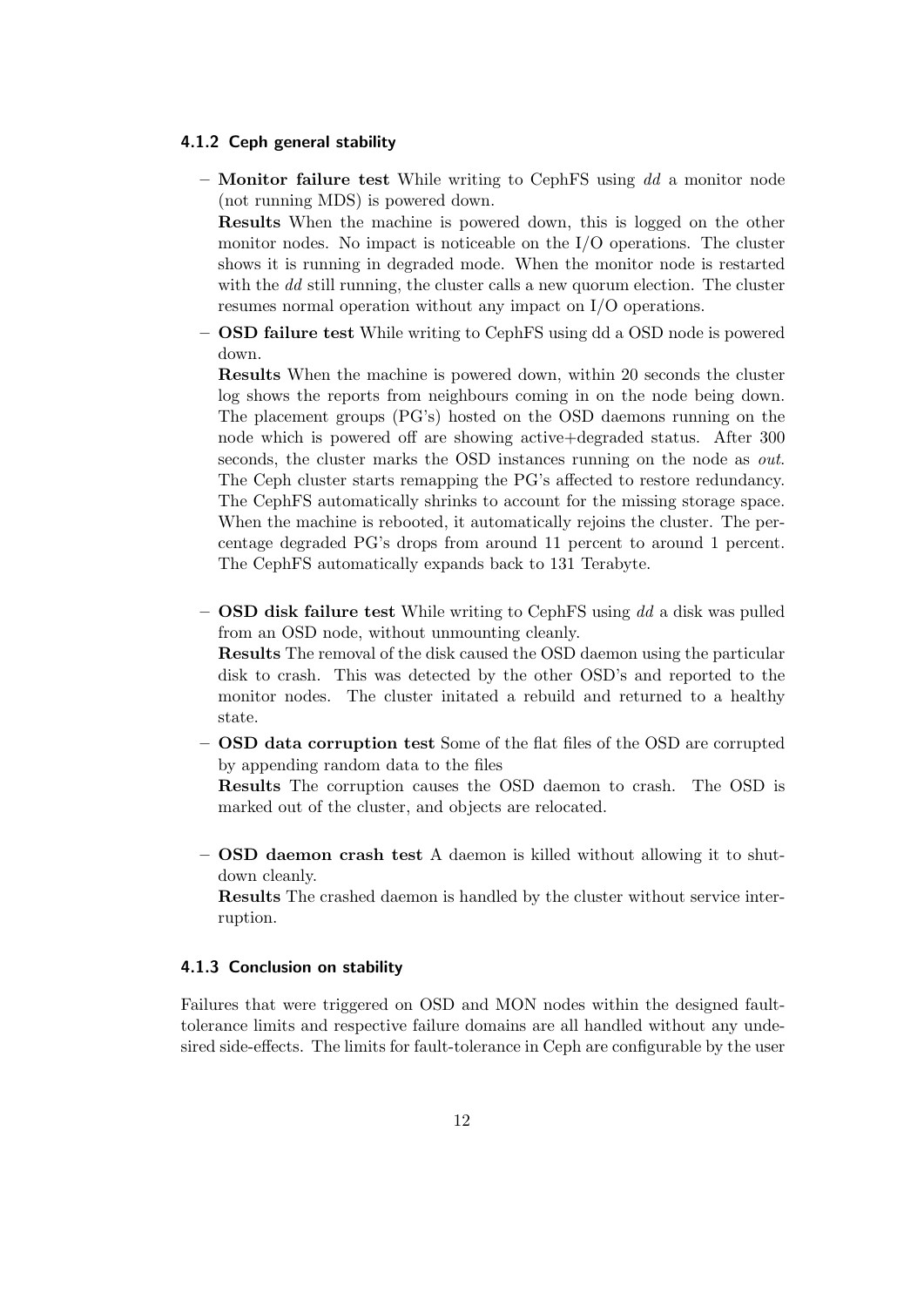### 4.1.2 Ceph general stability

- **Monitor failure test** While writing to CephFS using *dd* a monitor node (not running MDS) is powered down.
  **Results** When the machine is powered down, this is logged on the other monitor nodes. No impact is noticeable on the I/O operations. The cluster shows it is running in degraded mode. When the monitor node is restarted with the *dd* still running, the cluster calls a new quorum election. The cluster resumes normal operation without any impact on I/O operations.
- **OSD failure test** While writing to CephFS using dd a OSD node is powered down.
  **Results** When the machine is powered down, within 20 seconds the cluster log shows the reports from neighbours coming in on the node being down. The placement groups (PG's) hosted on the OSD daemons running on the node which is powered off are showing active+degraded status. After 300 seconds, the cluster marks the OSD instances running on the node as *out*. The Ceph cluster starts remapping the PG's affected to restore redundancy. The CephFS automatically shrinks to account for the missing storage space. When the machine is rebooted, it automatically rejoins the cluster. The percentage degraded PG's drops from around 11 percent to around 1 percent. The CephFS automatically expands back to 131 Terabyte.
- **OSD disk failure test** While writing to CephFS using *dd* a disk was pulled from an OSD node, without unmounting cleanly.
  **Results** The removal of the disk caused the OSD daemon using the particular disk to crash. This was detected by the other OSD's and reported to the monitor nodes. The cluster initated a rebuild and returned to a healthy state.
- **OSD data corruption test** Some of the flat files of the OSD are corrupted by appending random data to the files
  **Results** The corruption causes the OSD daemon to crash. The OSD is marked out of the cluster, and objects are relocated.
- **OSD daemon crash test** A daemon is killed without allowing it to shutdown cleanly.
  **Results** The crashed daemon is handled by the cluster without service interruption.

### 4.1.3 Conclusion on stability

Failures that were triggered on OSD and MON nodes within the designed fault-tolerance limits and respective failure domains are all handled without any undesired side-effects. The limits for fault-tolerance in Ceph are configurable by the user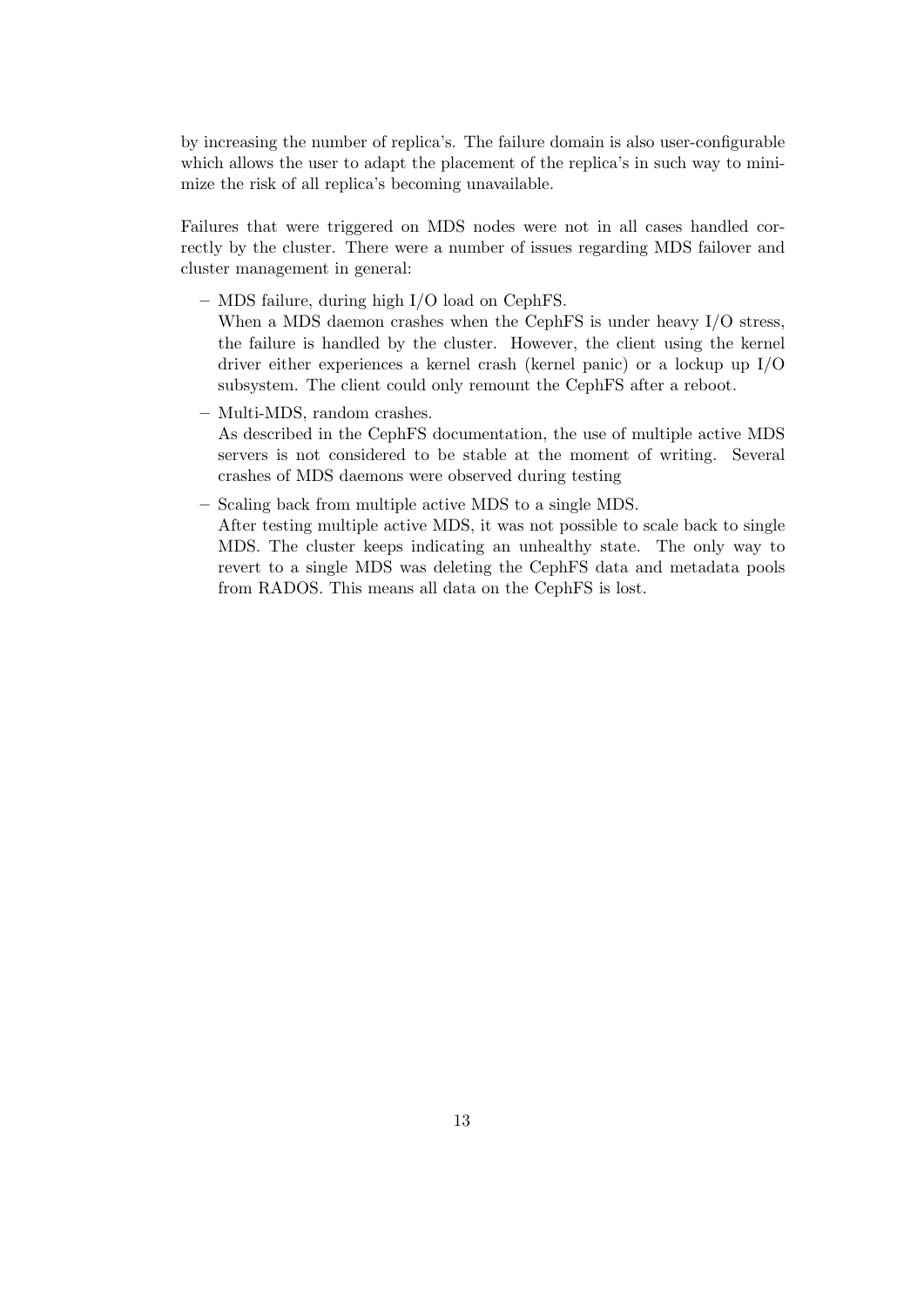by increasing the number of replica's. The failure domain is also user-configurable which allows the user to adapt the placement of the replica's in such way to minimize the risk of all replica's becoming unavailable.

Failures that were triggered on MDS nodes were not in all cases handled correctly by the cluster. There were a number of issues regarding MDS failover and cluster management in general:

- MDS failure, during high I/O load on CephFS.
  When a MDS daemon crashes when the CephFS is under heavy I/O stress, the failure is handled by the cluster. However, the client using the kernel driver either experiences a kernel crash (kernel panic) or a lockup up I/O subsystem. The client could only remount the CephFS after a reboot.
- Multi-MDS, random crashes.
  As described in the CephFS documentation, the use of multiple active MDS servers is not considered to be stable at the moment of writing. Several crashes of MDS daemons were observed during testing
- Scaling back from multiple active MDS to a single MDS.
  After testing multiple active MDS, it was not possible to scale back to single MDS. The cluster keeps indicating an unhealthy state. The only way to revert to a single MDS was deleting the CephFS data and metadata pools from RADOS. This means all data on the CephFS is lost.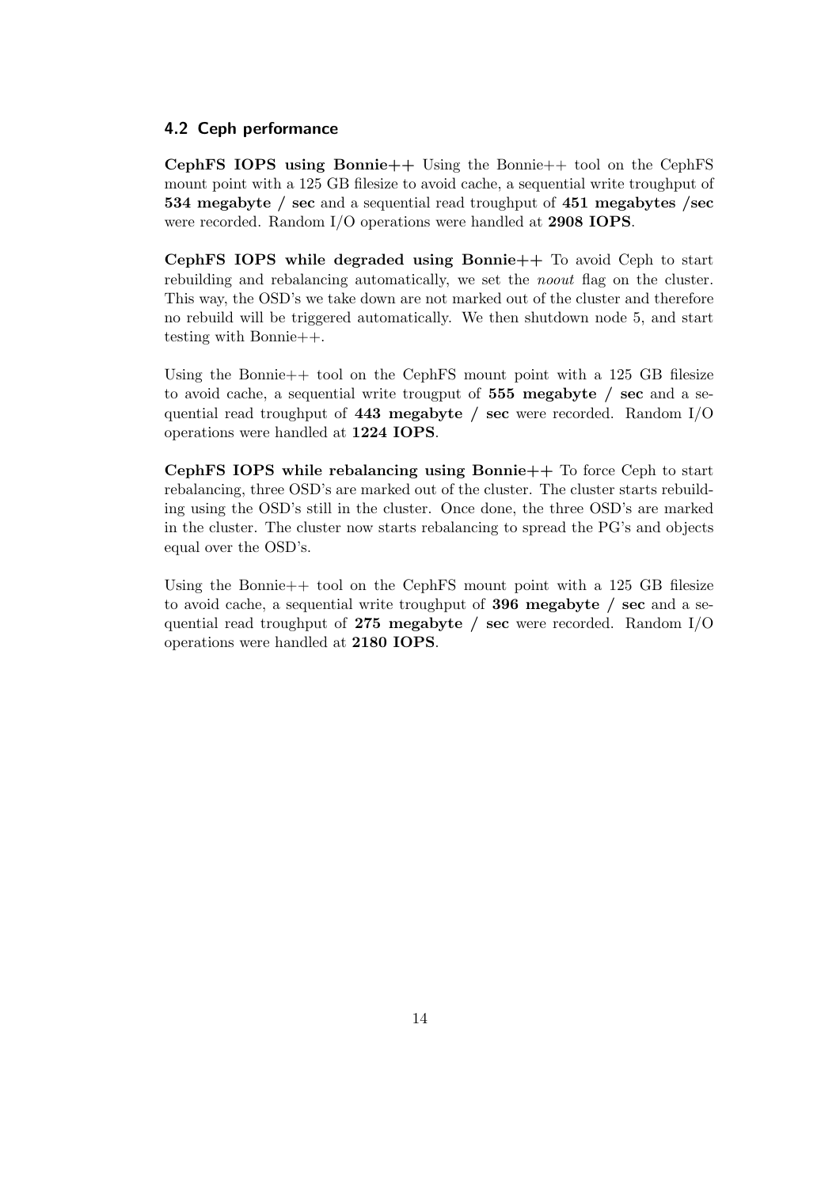### 4.2 Ceph performance

**CephFS IOPS using Bonnie++** Using the Bonnie++ tool on the CephFS mount point with a 125 GB filesize to avoid cache, a sequential write troughput of **534 megabyte / sec** and a sequential read troughput of **451 megabytes /sec** were recorded. Random I/O operations were handled at **2908 IOPS**.

**CephFS IOPS while degraded using Bonnie++** To avoid Ceph to start rebuilding and rebalancing automatically, we set the *noout* flag on the cluster. This way, the OSD's we take down are not marked out of the cluster and therefore no rebuild will be triggered automatically. We then shutdown node 5, and start testing with Bonnie++.

Using the Bonnie++ tool on the CephFS mount point with a 125 GB filesize to avoid cache, a sequential write trougput of **555 megabyte / sec** and a sequential read troughput of **443 megabyte / sec** were recorded. Random I/O operations were handled at **1224 IOPS**.

**CephFS IOPS while rebalancing using Bonnie++** To force Ceph to start rebalancing, three OSD's are marked out of the cluster. The cluster starts rebuilding using the OSD's still in the cluster. Once done, the three OSD's are marked in the cluster. The cluster now starts rebalancing to spread the PG's and objects equal over the OSD's.

Using the Bonnie++ tool on the CephFS mount point with a 125 GB filesize to avoid cache, a sequential write troughput of **396 megabyte / sec** and a sequential read troughput of **275 megabyte / sec** were recorded. Random I/O operations were handled at **2180 IOPS**.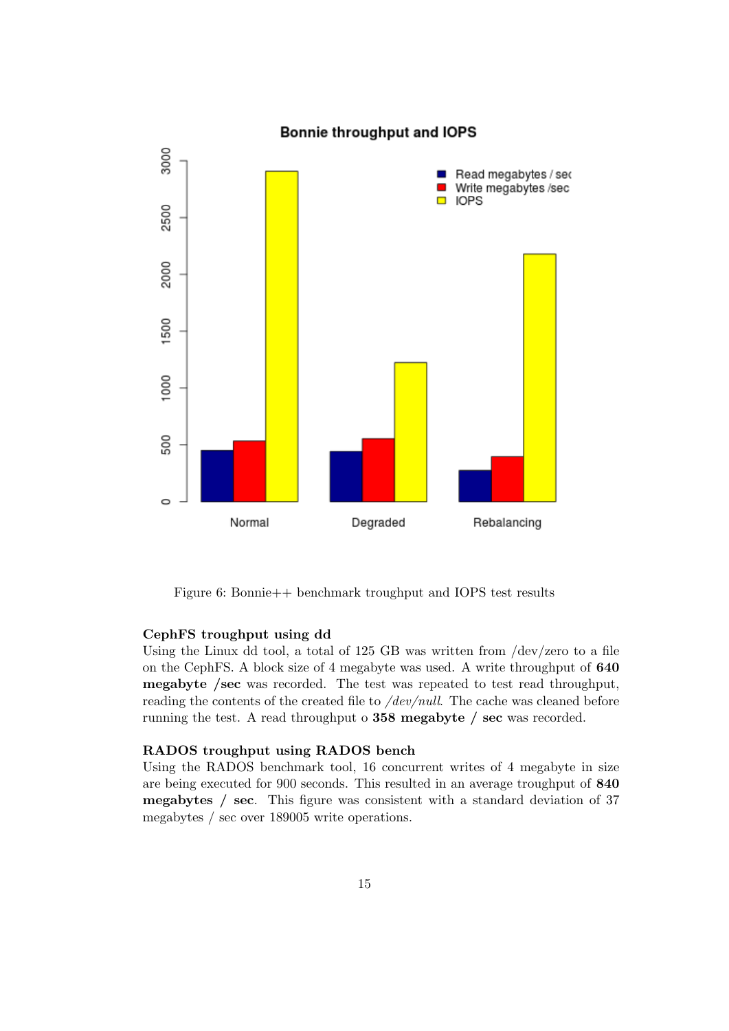Figure 6: Bonnie++ benchmark troughput and IOPS test results

### CephFS troughput using dd

Using the Linux dd tool, a total of 125 GB was written from /dev/zero to a file on the CephFS. A block size of 4 megabyte was used. A write throughput of **640 megabyte /sec** was recorded. The test was repeated to test read throughput, reading the contents of the created file to */dev/null*. The cache was cleaned before running the test. A read throughput o **358 megabyte / sec** was recorded.

### RADOS troughput using RADOS bench

Using the RADOS benchmark tool, 16 concurrent writes of 4 megabyte in size are being executed for 900 seconds. This resulted in an average troughput of **840 megabytes / sec**. This figure was consistent with a standard deviation of 37 megabytes / sec over 189005 write operations.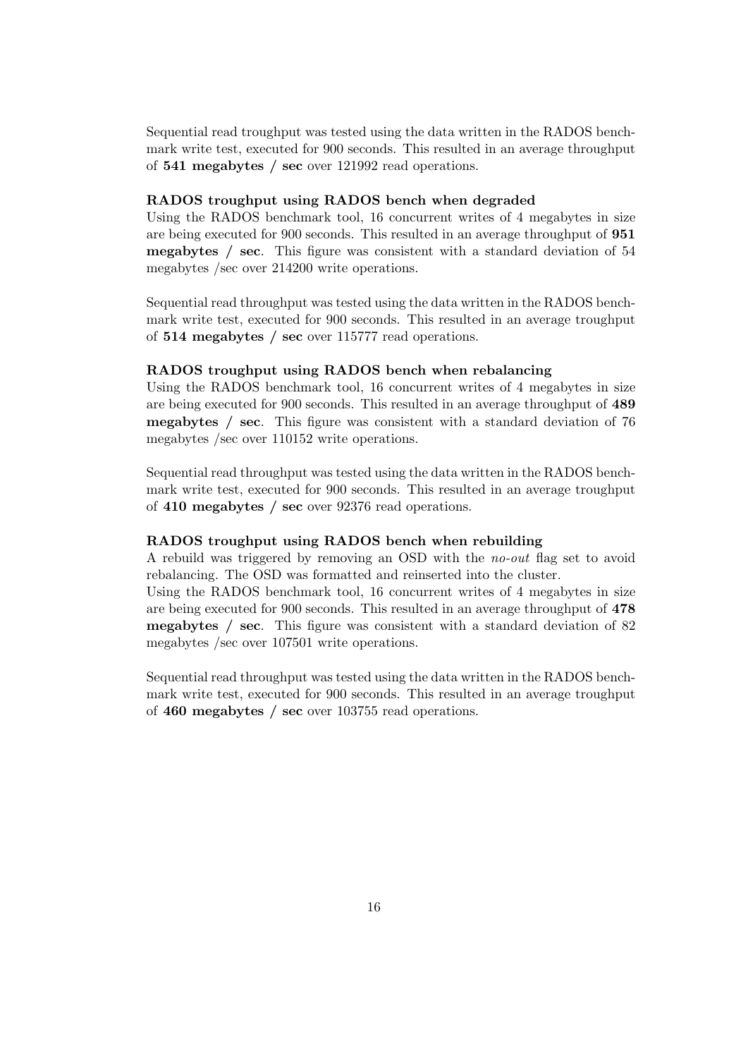Sequential read troughput was tested using the data written in the RADOS benchmark write test, executed for 900 seconds. This resulted in an average throughput of **541 megabytes / sec** over 121992 read operations.

**RADOS troughput using RADOS bench when degraded**

Using the RADOS benchmark tool, 16 concurrent writes of 4 megabytes in size are being executed for 900 seconds. This resulted in an average throughput of **951 megabytes / sec**. This figure was consistent with a standard deviation of 54 megabytes /sec over 214200 write operations.

Sequential read throughput was tested using the data written in the RADOS benchmark write test, executed for 900 seconds. This resulted in an average troughput of **514 megabytes / sec** over 115777 read operations.

**RADOS troughput using RADOS bench when rebalancing**

Using the RADOS benchmark tool, 16 concurrent writes of 4 megabytes in size are being executed for 900 seconds. This resulted in an average throughput of **489 megabytes / sec**. This figure was consistent with a standard deviation of 76 megabytes /sec over 110152 write operations.

Sequential read throughput was tested using the data written in the RADOS benchmark write test, executed for 900 seconds. This resulted in an average troughput of **410 megabytes / sec** over 92376 read operations.

**RADOS troughput using RADOS bench when rebuilding**

A rebuild was triggered by removing an OSD with the *no-out* flag set to avoid rebalancing. The OSD was formatted and reinserted into the cluster.
Using the RADOS benchmark tool, 16 concurrent writes of 4 megabytes in size are being executed for 900 seconds. This resulted in an average throughput of **478 megabytes / sec**. This figure was consistent with a standard deviation of 82 megabytes /sec over 107501 write operations.

Sequential read throughput was tested using the data written in the RADOS benchmark write test, executed for 900 seconds. This resulted in an average troughput of **460 megabytes / sec** over 103755 read operations.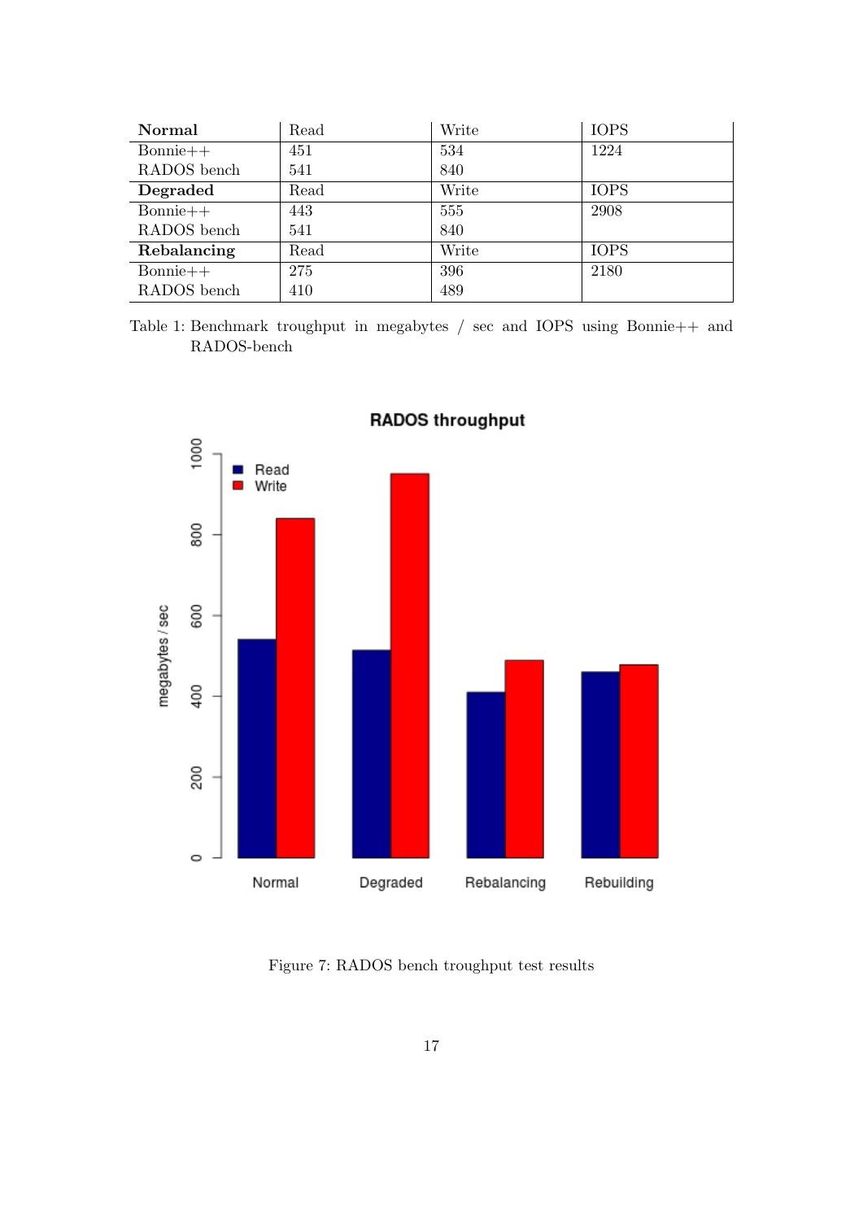| **Normal** | Read | Write | IOPS |
|---|---|---|---|
| Bonnie++ | 451 | 534 | 1224 |
| RADOS bench | 541 | 840 | |
| **Degraded** | Read | Write | IOPS |
| Bonnie++ | 443 | 555 | 2908 |
| RADOS bench | 541 | 840 | |
| **Rebalancing** | Read | Write | IOPS |
| Bonnie++ | 275 | 396 | 2180 |
| RADOS bench | 410 | 489 | |

Table 1: Benchmark troughput in megabytes / sec and IOPS using Bonnie++ and RADOS-bench

Figure 7: RADOS bench troughput test results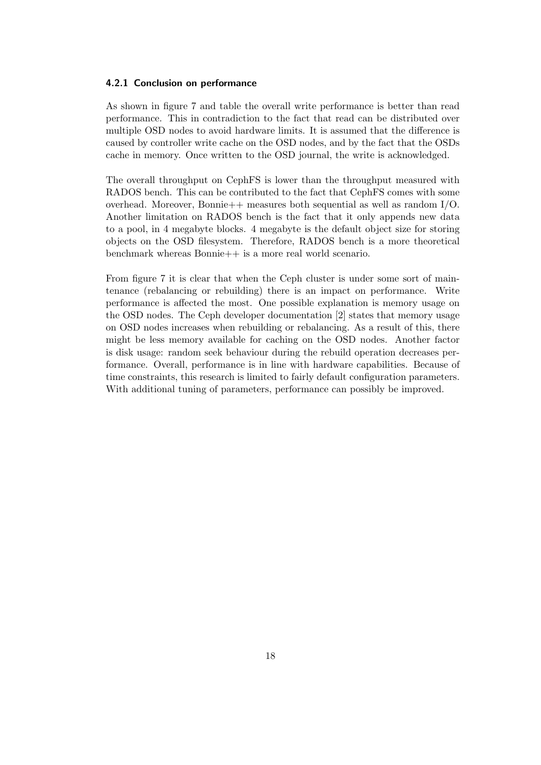### 4.2.1 Conclusion on performance

As shown in figure 7 and table the overall write performance is better than read performance. This in contradiction to the fact that read can be distributed over multiple OSD nodes to avoid hardware limits. It is assumed that the difference is caused by controller write cache on the OSD nodes, and by the fact that the OSDs cache in memory. Once written to the OSD journal, the write is acknowledged.

The overall throughput on CephFS is lower than the throughput measured with RADOS bench. This can be contributed to the fact that CephFS comes with some overhead. Moreover, Bonnie++ measures both sequential as well as random I/O. Another limitation on RADOS bench is the fact that it only appends new data to a pool, in 4 megabyte blocks. 4 megabyte is the default object size for storing objects on the OSD filesystem. Therefore, RADOS bench is a more theoretical benchmark whereas Bonnie++ is a more real world scenario.

From figure 7 it is clear that when the Ceph cluster is under some sort of maintenance (rebalancing or rebuilding) there is an impact on performance. Write performance is affected the most. One possible explanation is memory usage on the OSD nodes. The Ceph developer documentation [2] states that memory usage on OSD nodes increases when rebuilding or rebalancing. As a result of this, there might be less memory available for caching on the OSD nodes. Another factor is disk usage: random seek behaviour during the rebuild operation decreases performance. Overall, performance is in line with hardware capabilities. Because of time constraints, this research is limited to fairly default configuration parameters. With additional tuning of parameters, performance can possibly be improved.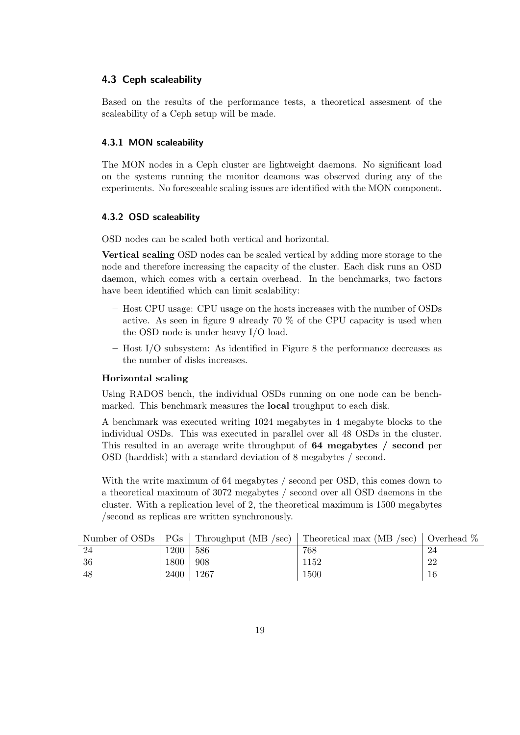## 4.3 Ceph scaleability

Based on the results of the performance tests, a theoretical assesment of the scaleability of a Ceph setup will be made.

### 4.3.1 MON scaleability

The MON nodes in a Ceph cluster are lightweight daemons. No significant load on the systems running the monitor deamons was observed during any of the experiments. No foreseeable scaling issues are identified with the MON component.

### 4.3.2 OSD scaleability

OSD nodes can be scaled both vertical and horizontal.

**Vertical scaling** OSD nodes can be scaled vertical by adding more storage to the node and therefore increasing the capacity of the cluster. Each disk runs an OSD daemon, which comes with a certain overhead. In the benchmarks, two factors have been identified which can limit scalability:

- Host CPU usage: CPU usage on the hosts increases with the number of OSDs active. As seen in figure 9 already 70 % of the CPU capacity is used when the OSD node is under heavy I/O load.
- Host I/O subsystem: As identified in Figure 8 the performance decreases as the number of disks increases.

**Horizontal scaling**

Using RADOS bench, the individual OSDs running on one node can be benchmarked. This benchmark measures the **local** troughput to each disk.

A benchmark was executed writing 1024 megabytes in 4 megabyte blocks to the individual OSDs. This was executed in parallel over all 48 OSDs in the cluster. This resulted in an average write throughput of **64 megabytes / second** per OSD (harddisk) with a standard deviation of 8 megabytes / second.

With the write maximum of 64 megabytes / second per OSD, this comes down to a theoretical maximum of 3072 megabytes / second over all OSD daemons in the cluster. With a replication level of 2, the theoretical maximum is 1500 megabytes /second as replicas are written synchronously.

| Number of OSDs | PGs | Throughput (MB /sec) | Theoretical max (MB /sec) | Overhead % |
|---|---|---|---|---|
| 24 | 1200 | 586 | 768 | 24 |
| 36 | 1800 | 908 | 1152 | 22 |
| 48 | 2400 | 1267 | 1500 | 16 |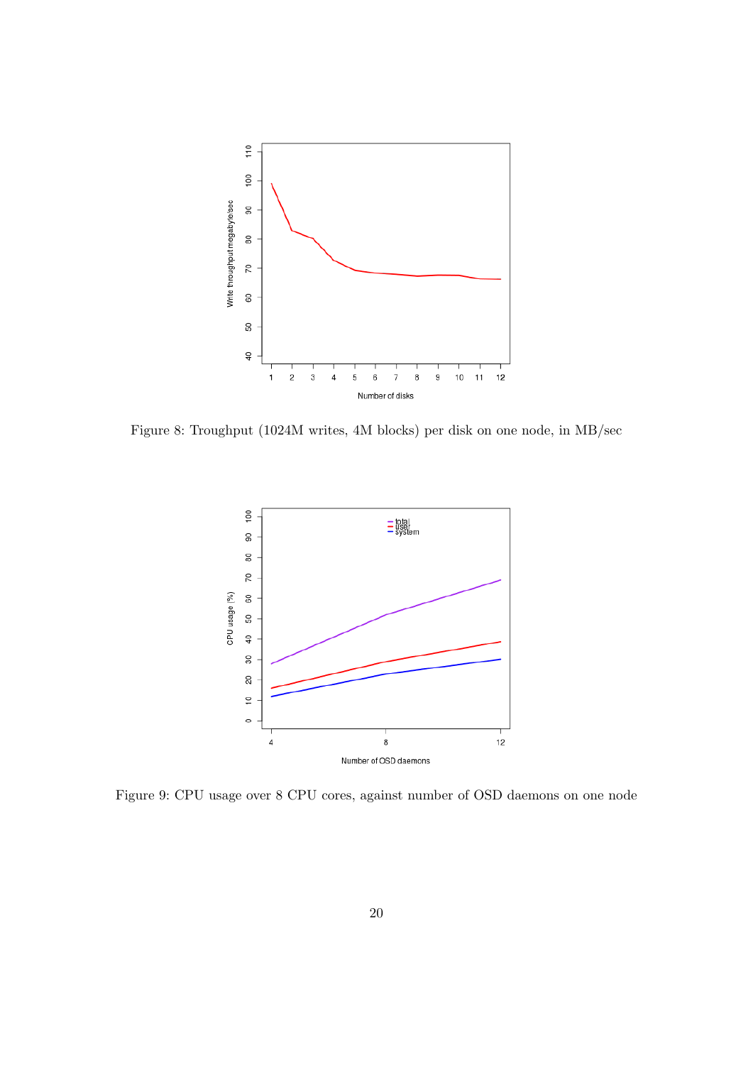Figure 8: Troughput (1024M writes, 4M blocks) per disk on one node, in MB/sec

Figure 9: CPU usage over 8 CPU cores, against number of OSD daemons on one node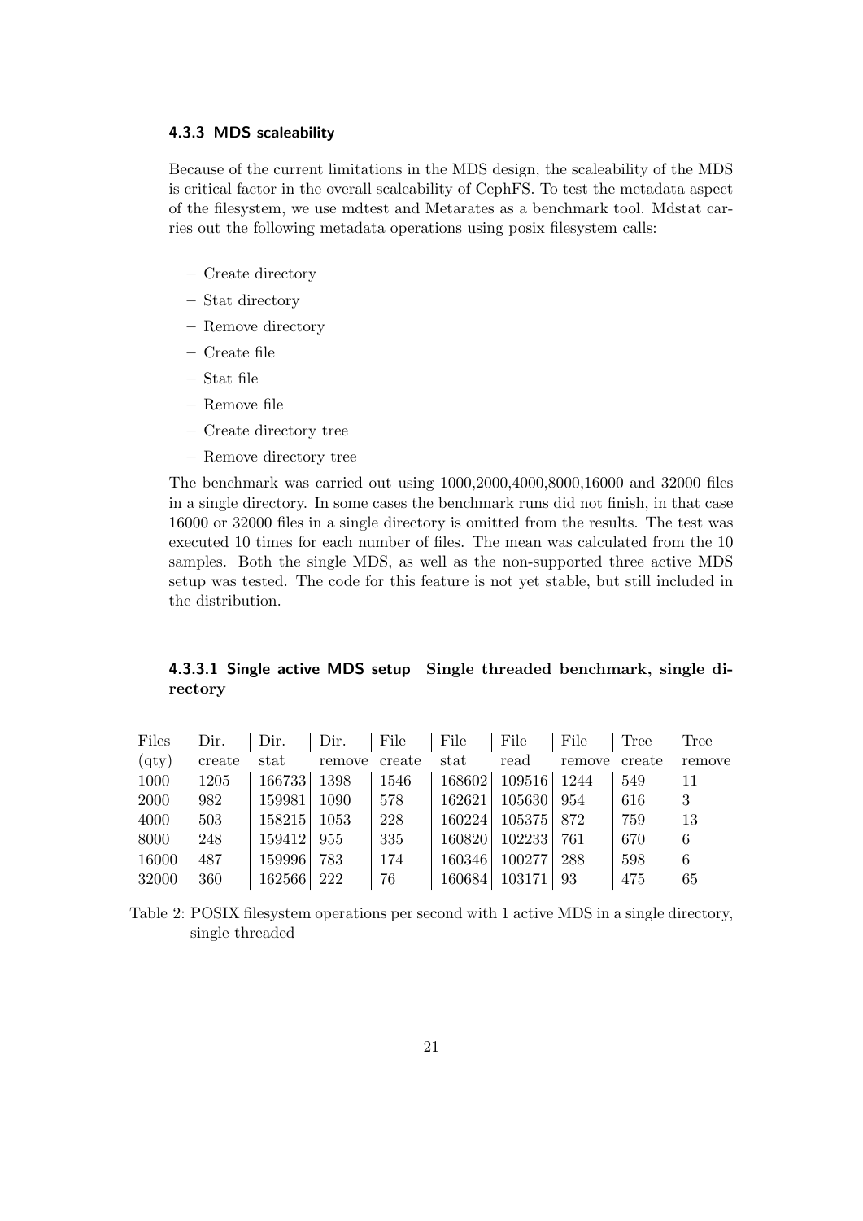### 4.3.3 MDS scaleability

Because of the current limitations in the MDS design, the scaleability of the MDS is critical factor in the overall scaleability of CephFS. To test the metadata aspect of the filesystem, we use mdtest and Metarates as a benchmark tool. Mdstat carries out the following metadata operations using posix filesystem calls:

- Create directory
- Stat directory
- Remove directory
- Create file
- Stat file
- Remove file
- Create directory tree
- Remove directory tree

The benchmark was carried out using 1000,2000,4000,8000,16000 and 32000 files in a single directory. In some cases the benchmark runs did not finish, in that case 16000 or 32000 files in a single directory is omitted from the results. The test was executed 10 times for each number of files. The mean was calculated from the 10 samples. Both the single MDS, as well as the non-supported three active MDS setup was tested. The code for this feature is not yet stable, but still included in the distribution.

#### 4.3.3.1 Single active MDS setup **Single threaded benchmark, single directory**

| Files (qty) | Dir. create | Dir. stat | Dir. remove | File create | File stat | File read | File remove | Tree create | Tree remove |
|---|---|---|---|---|---|---|---|---|---|
| 1000 | 1205 | 166733 | 1398 | 1546 | 168602 | 109516 | 1244 | 549 | 11 |
| 2000 | 982 | 159981 | 1090 | 578 | 162621 | 105630 | 954 | 616 | 3 |
| 4000 | 503 | 158215 | 1053 | 228 | 160224 | 105375 | 872 | 759 | 13 |
| 8000 | 248 | 159412 | 955 | 335 | 160820 | 102233 | 761 | 670 | 6 |
| 16000 | 487 | 159996 | 783 | 174 | 160346 | 100277 | 288 | 598 | 6 |
| 32000 | 360 | 162566 | 222 | 76 | 160684 | 103171 | 93 | 475 | 65 |

Table 2: POSIX filesystem operations per second with 1 active MDS in a single directory, single threaded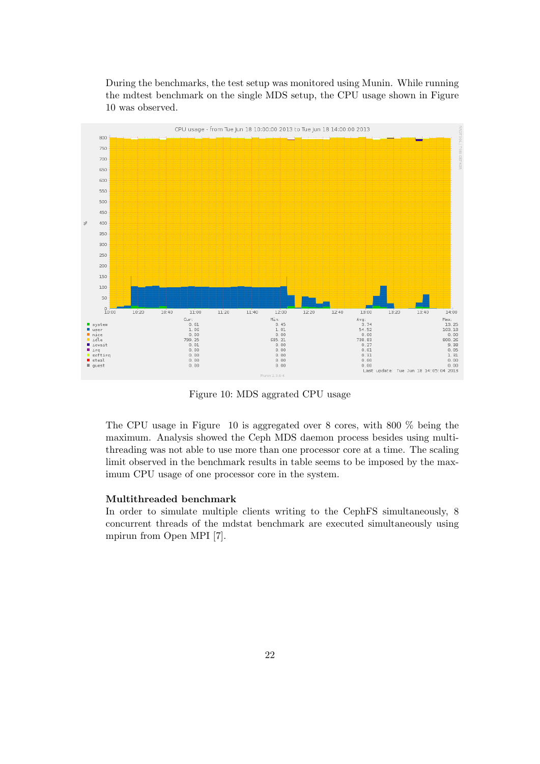During the benchmarks, the test setup was monitored using Munin. While running the mdtest benchmark on the single MDS setup, the CPU usage shown in Figure 10 was observed.

Figure 10: MDS aggrated CPU usage

The CPU usage in Figure 10 is aggregated over 8 cores, with 800 % being the maximum. Analysis showed the Ceph MDS daemon process besides using multithreading was not able to use more than one processor core at a time. The scaling limit observed in the benchmark results in table seems to be imposed by the maximum CPU usage of one processor core in the system.

**Multithreaded benchmark**

In order to simulate multiple clients writing to the CephFS simultaneously, 8 concurrent threads of the mdstat benchmark are executed simultaneously using mpirun from Open MPI [7].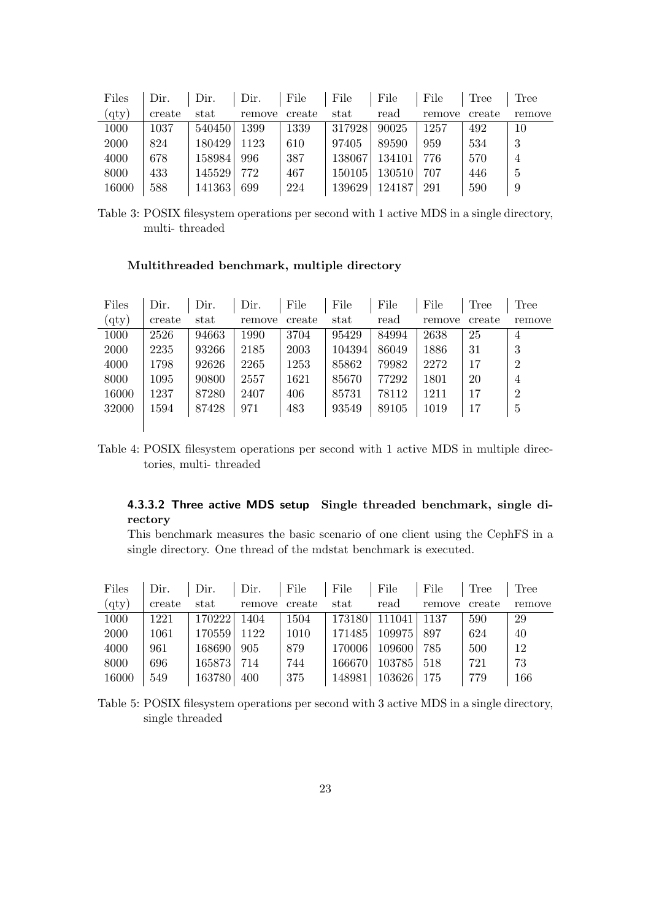| Files (qty) | Dir. create | Dir. stat | Dir. remove | File create | File stat | File read | File remove | Tree create | Tree remove |
|---|---|---|---|---|---|---|---|---|---|
| 1000 | 1037 | 540450 | 1399 | 1339 | 317928 | 90025 | 1257 | 492 | 10 |
| 2000 | 824 | 180429 | 1123 | 610 | 97405 | 89590 | 959 | 534 | 3 |
| 4000 | 678 | 158984 | 996 | 387 | 138067 | 134101 | 776 | 570 | 4 |
| 8000 | 433 | 145529 | 772 | 467 | 150105 | 130510 | 707 | 446 | 5 |
| 16000 | 588 | 141363 | 699 | 224 | 139629 | 124187 | 291 | 590 | 9 |

Table 3: POSIX filesystem operations per second with 1 active MDS in a single directory, multi- threaded

**Multithreaded benchmark, multiple directory**

| Files (qty) | Dir. create | Dir. stat | Dir. remove | File create | File stat | File read | File remove | Tree create | Tree remove |
|---|---|---|---|---|---|---|---|---|---|
| 1000 | 2526 | 94663 | 1990 | 3704 | 95429 | 84994 | 2638 | 25 | 4 |
| 2000 | 2235 | 93266 | 2185 | 2003 | 104394 | 86049 | 1886 | 31 | 3 |
| 4000 | 1798 | 92626 | 2265 | 1253 | 85862 | 79982 | 2272 | 17 | 2 |
| 8000 | 1095 | 90800 | 2557 | 1621 | 85670 | 77292 | 1801 | 20 | 4 |
| 16000 | 1237 | 87280 | 2407 | 406 | 85731 | 78112 | 1211 | 17 | 2 |
| 32000 | 1594 | 87428 | 971 | 483 | 93549 | 89105 | 1019 | 17 | 5 |

Table 4: POSIX filesystem operations per second with 1 active MDS in multiple directories, multi- threaded

#### 4.3.3.2 Three active MDS setup **Single threaded benchmark, single directory**

This benchmark measures the basic scenario of one client using the CephFS in a single directory. One thread of the mdstat benchmark is executed.

| Files (qty) | Dir. create | Dir. stat | Dir. remove | File create | File stat | File read | File remove | Tree create | Tree remove |
|---|---|---|---|---|---|---|---|---|---|
| 1000 | 1221 | 170222 | 1404 | 1504 | 173180 | 111041 | 1137 | 590 | 29 |
| 2000 | 1061 | 170559 | 1122 | 1010 | 171485 | 109975 | 897 | 624 | 40 |
| 4000 | 961 | 168690 | 905 | 879 | 170006 | 109600 | 785 | 500 | 12 |
| 8000 | 696 | 165873 | 714 | 744 | 166670 | 103785 | 518 | 721 | 73 |
| 16000 | 549 | 163780 | 400 | 375 | 148981 | 103626 | 175 | 779 | 166 |

Table 5: POSIX filesystem operations per second with 3 active MDS in a single directory, single threaded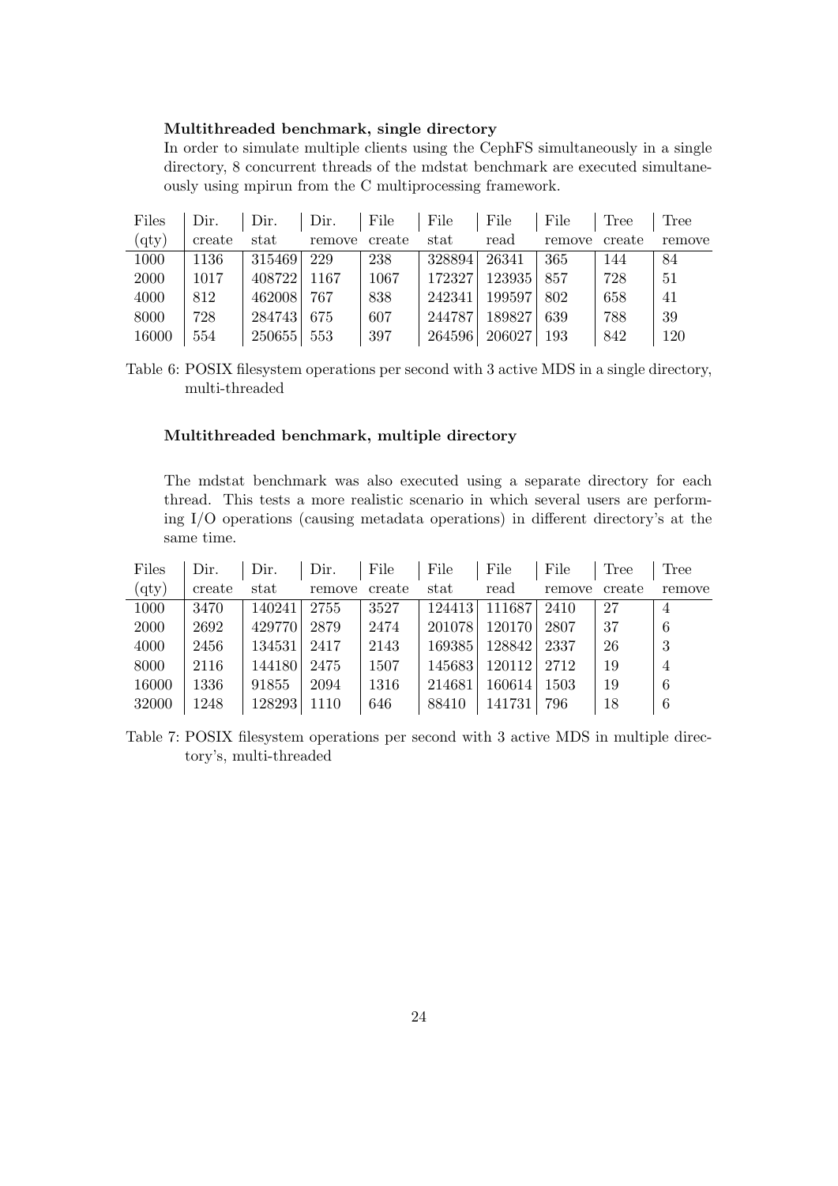**Multithreaded benchmark, single directory**

In order to simulate multiple clients using the CephFS simultaneously in a single directory, 8 concurrent threads of the mdstat benchmark are executed simultaneously using mpirun from the C multiprocessing framework.

| Files (qty) | Dir. create | Dir. stat | Dir. remove | File create | File stat | File read | File remove | Tree create | Tree remove |
|---|---|---|---|---|---|---|---|---|---|
| 1000 | 1136 | 315469 | 229 | 238 | 328894 | 26341 | 365 | 144 | 84 |
| 2000 | 1017 | 408722 | 1167 | 1067 | 172327 | 123935 | 857 | 728 | 51 |
| 4000 | 812 | 462008 | 767 | 838 | 242341 | 199597 | 802 | 658 | 41 |
| 8000 | 728 | 284743 | 675 | 607 | 244787 | 189827 | 639 | 788 | 39 |
| 16000 | 554 | 250655 | 553 | 397 | 264596 | 206027 | 193 | 842 | 120 |

Table 6: POSIX filesystem operations per second with 3 active MDS in a single directory, multi-threaded

**Multithreaded benchmark, multiple directory**

The mdstat benchmark was also executed using a separate directory for each thread. This tests a more realistic scenario in which several users are performing I/O operations (causing metadata operations) in different directory's at the same time.

| Files (qty) | Dir. create | Dir. stat | Dir. remove | File create | File stat | File read | File remove | Tree create | Tree remove |
|---|---|---|---|---|---|---|---|---|---|
| 1000 | 3470 | 140241 | 2755 | 3527 | 124413 | 111687 | 2410 | 27 | 4 |
| 2000 | 2692 | 429770 | 2879 | 2474 | 201078 | 120170 | 2807 | 37 | 6 |
| 4000 | 2456 | 134531 | 2417 | 2143 | 169385 | 128842 | 2337 | 26 | 3 |
| 8000 | 2116 | 144180 | 2475 | 1507 | 145683 | 120112 | 2712 | 19 | 4 |
| 16000 | 1336 | 91855 | 2094 | 1316 | 214681 | 160614 | 1503 | 19 | 6 |
| 32000 | 1248 | 128293 | 1110 | 646 | 88410 | 141731 | 796 | 18 | 6 |

Table 7: POSIX filesystem operations per second with 3 active MDS in multiple directory's, multi-threaded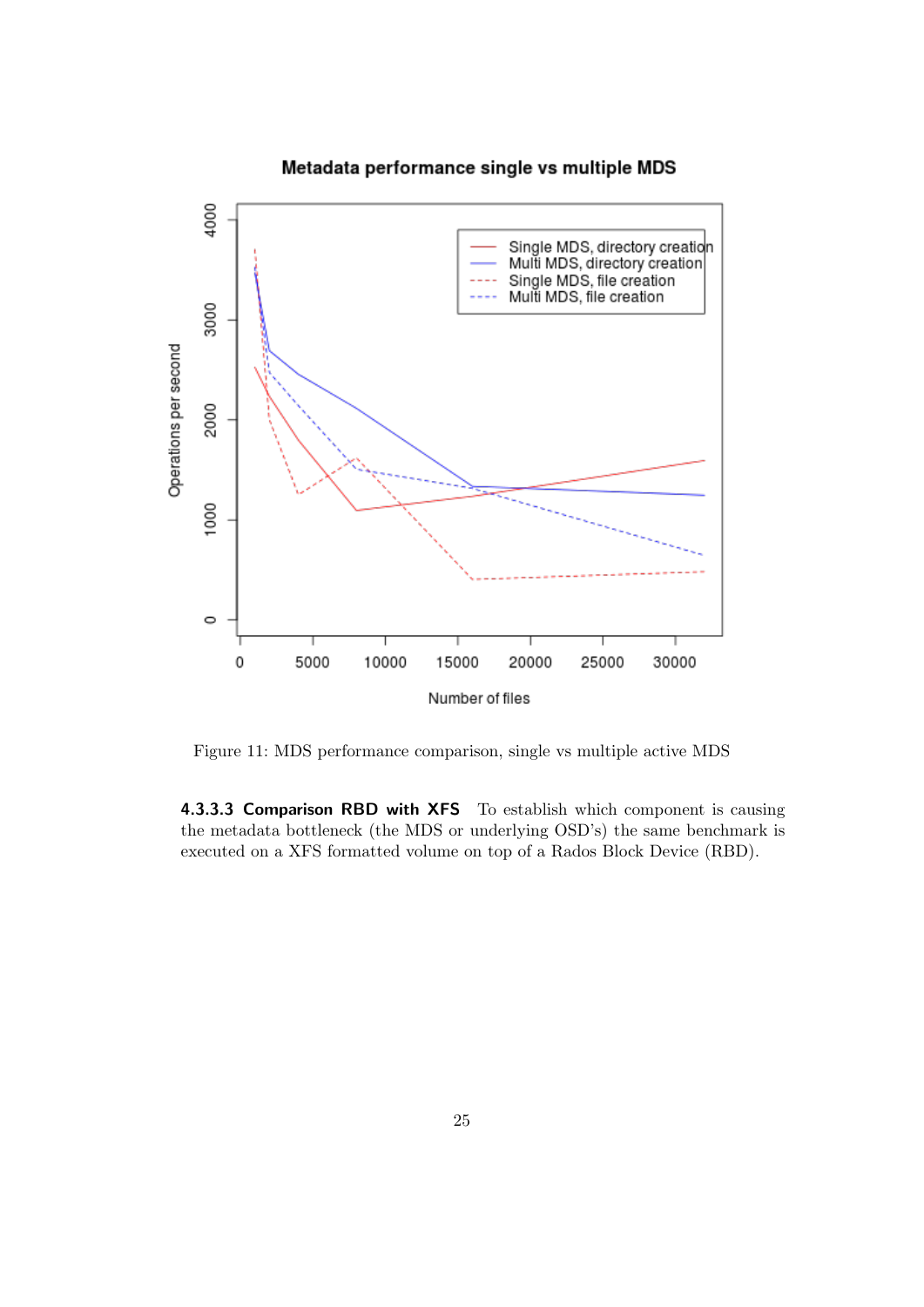Figure 11: MDS performance comparison, single vs multiple active MDS

**4.3.3.3 Comparison RBD with XFS** To establish which component is causing the metadata bottleneck (the MDS or underlying OSD's) the same benchmark is executed on a XFS formatted volume on top of a Rados Block Device (RBD).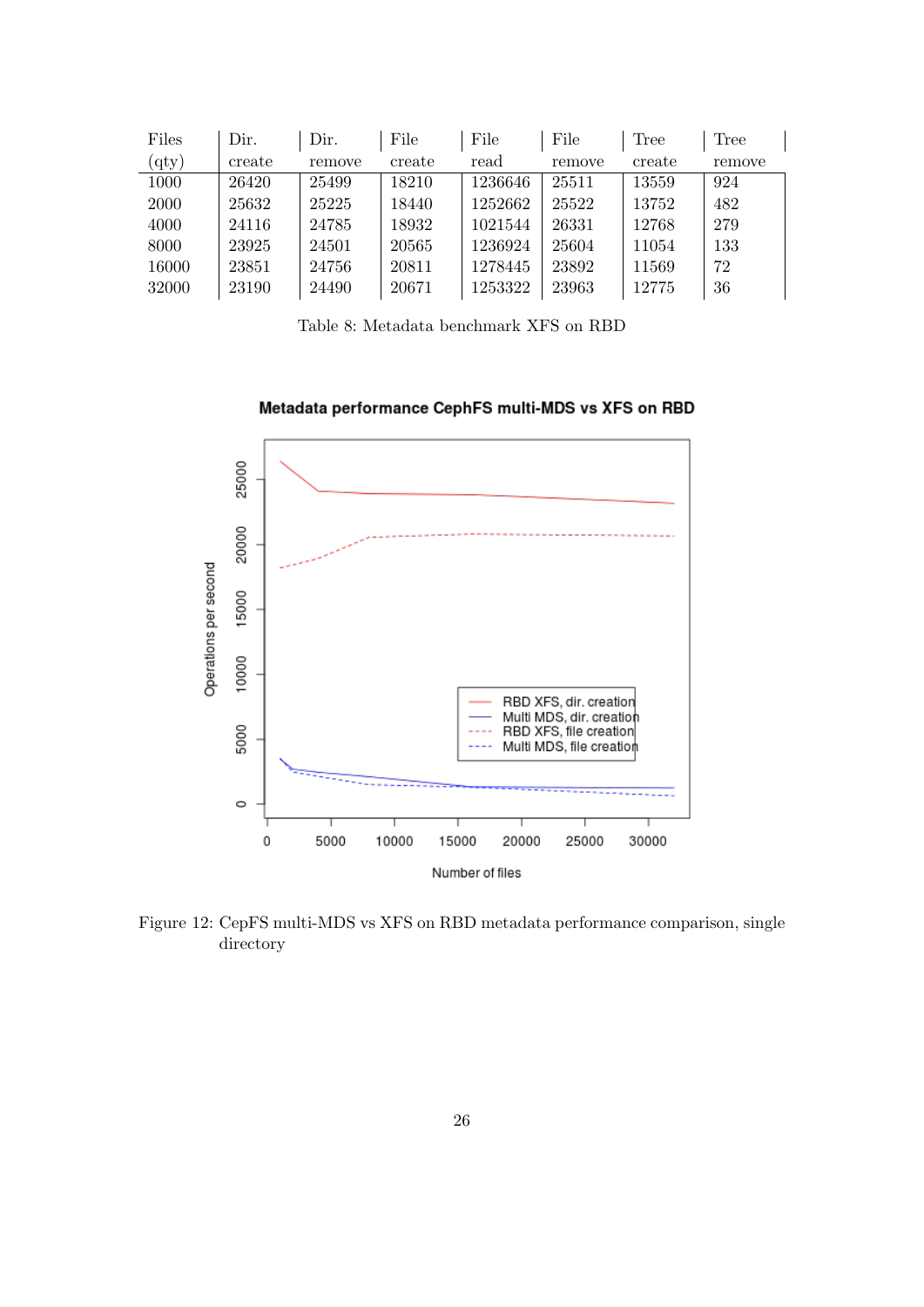| Files (qty) | Dir. create | Dir. remove | File create | File read | File remove | Tree create | Tree remove |
|---|---|---|---|---|---|---|---|
| 1000 | 26420 | 25499 | 18210 | 1236646 | 25511 | 13559 | 924 |
| 2000 | 25632 | 25225 | 18440 | 1252662 | 25522 | 13752 | 482 |
| 4000 | 24116 | 24785 | 18932 | 1021544 | 26331 | 12768 | 279 |
| 8000 | 23925 | 24501 | 20565 | 1236924 | 25604 | 11054 | 133 |
| 16000 | 23851 | 24756 | 20811 | 1278445 | 23892 | 11569 | 72 |
| 32000 | 23190 | 24490 | 20671 | 1253322 | 23963 | 12775 | 36 |

Table 8: Metadata benchmark XFS on RBD

Figure 12: CepFS multi-MDS vs XFS on RBD metadata performance comparison, single directory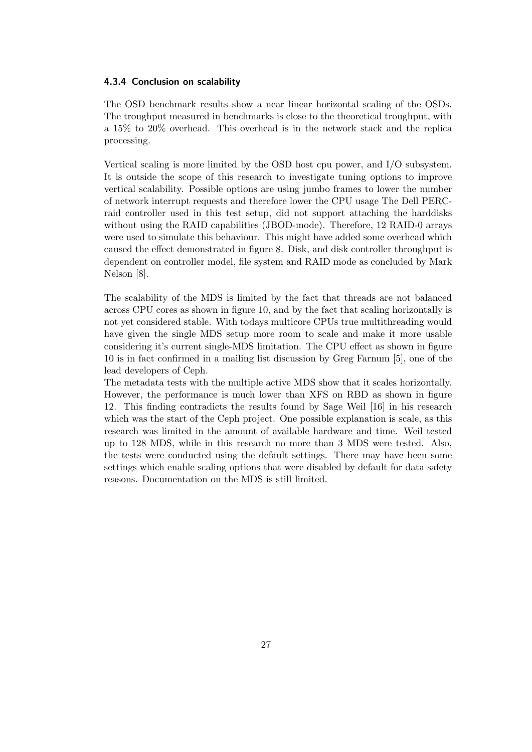#### 4.3.4 Conclusion on scalability

The OSD benchmark results show a near linear horizontal scaling of the OSDs. The troughput measured in benchmarks is close to the theoretical troughput, with a 15% to 20% overhead. This overhead is in the network stack and the replica processing.

Vertical scaling is more limited by the OSD host cpu power, and I/O subsystem. It is outside the scope of this research to investigate tuning options to improve vertical scalability. Possible options are using jumbo frames to lower the number of network interrupt requests and therefore lower the CPU usage The Dell PERC-raid controller used in this test setup, did not support attaching the harddisks without using the RAID capabilities (JBOD-mode). Therefore, 12 RAID-0 arrays were used to simulate this behaviour. This might have added some overhead which caused the effect demonstrated in figure 8. Disk, and disk controller throughput is dependent on controller model, file system and RAID mode as concluded by Mark Nelson [8].

The scalability of the MDS is limited by the fact that threads are not balanced across CPU cores as shown in figure 10, and by the fact that scaling horizontally is not yet considered stable. With todays multicore CPUs true multithreading would have given the single MDS setup more room to scale and make it more usable considering it's current single-MDS limitation. The CPU effect as shown in figure 10 is in fact confirmed in a mailing list discussion by Greg Farnum [5], one of the lead developers of Ceph.
The metadata tests with the multiple active MDS show that it scales horizontally. However, the performance is much lower than XFS on RBD as shown in figure 12. This finding contradicts the results found by Sage Weil [16] in his research which was the start of the Ceph project. One possible explanation is scale, as this research was limited in the amount of available hardware and time. Weil tested up to 128 MDS, while in this research no more than 3 MDS were tested. Also, the tests were conducted using the default settings. There may have been some settings which enable scaling options that were disabled by default for data safety reasons. Documentation on the MDS is still limited.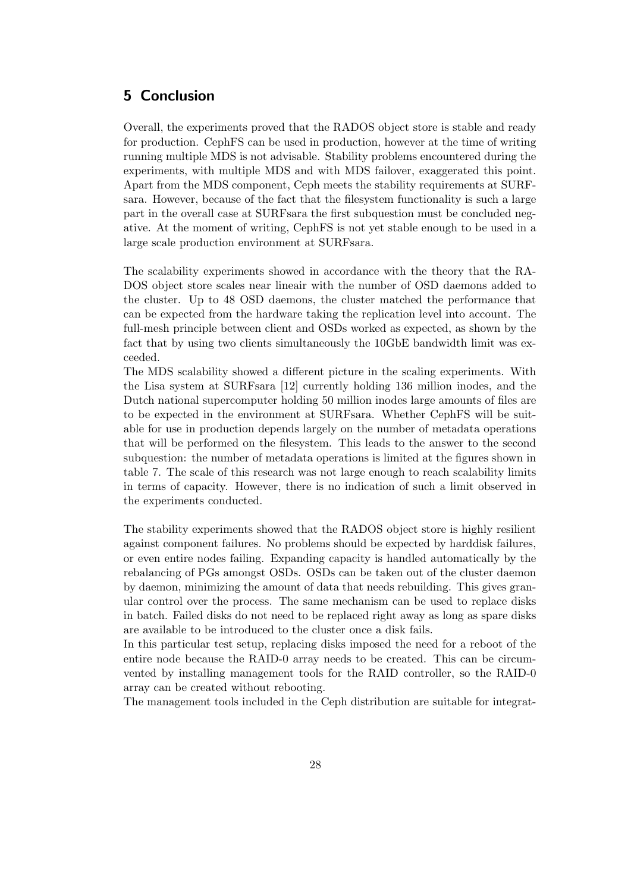# 5 Conclusion

Overall, the experiments proved that the RADOS object store is stable and ready for production. CephFS can be used in production, however at the time of writing running multiple MDS is not advisable. Stability problems encountered during the experiments, with multiple MDS and with MDS failover, exaggerated this point. Apart from the MDS component, Ceph meets the stability requirements at SURFsara. However, because of the fact that the filesystem functionality is such a large part in the overall case at SURFsara the first subquestion must be concluded negative. At the moment of writing, CephFS is not yet stable enough to be used in a large scale production environment at SURFsara.

The scalability experiments showed in accordance with the theory that the RADOS object store scales near lineair with the number of OSD daemons added to the cluster. Up to 48 OSD daemons, the cluster matched the performance that can be expected from the hardware taking the replication level into account. The full-mesh principle between client and OSDs worked as expected, as shown by the fact that by using two clients simultaneously the 10GbE bandwidth limit was exceeded.

The MDS scalability showed a different picture in the scaling experiments. With the Lisa system at SURFsara [12] currently holding 136 million inodes, and the Dutch national supercomputer holding 50 million inodes large amounts of files are to be expected in the environment at SURFsara. Whether CephFS will be suitable for use in production depends largely on the number of metadata operations that will be performed on the filesystem. This leads to the answer to the second subquestion: the number of metadata operations is limited at the figures shown in table 7. The scale of this research was not large enough to reach scalability limits in terms of capacity. However, there is no indication of such a limit observed in the experiments conducted.

The stability experiments showed that the RADOS object store is highly resilient against component failures. No problems should be expected by harddisk failures, or even entire nodes failing. Expanding capacity is handled automatically by the rebalancing of PGs amongst OSDs. OSDs can be taken out of the cluster daemon by daemon, minimizing the amount of data that needs rebuilding. This gives granular control over the process. The same mechanism can be used to replace disks in batch. Failed disks do not need to be replaced right away as long as spare disks are available to be introduced to the cluster once a disk fails.

In this particular test setup, replacing disks imposed the need for a reboot of the entire node because the RAID-0 array needs to be created. This can be circumvented by installing management tools for the RAID controller, so the RAID-0 array can be created without rebooting.

The management tools included in the Ceph distribution are suitable for integrat-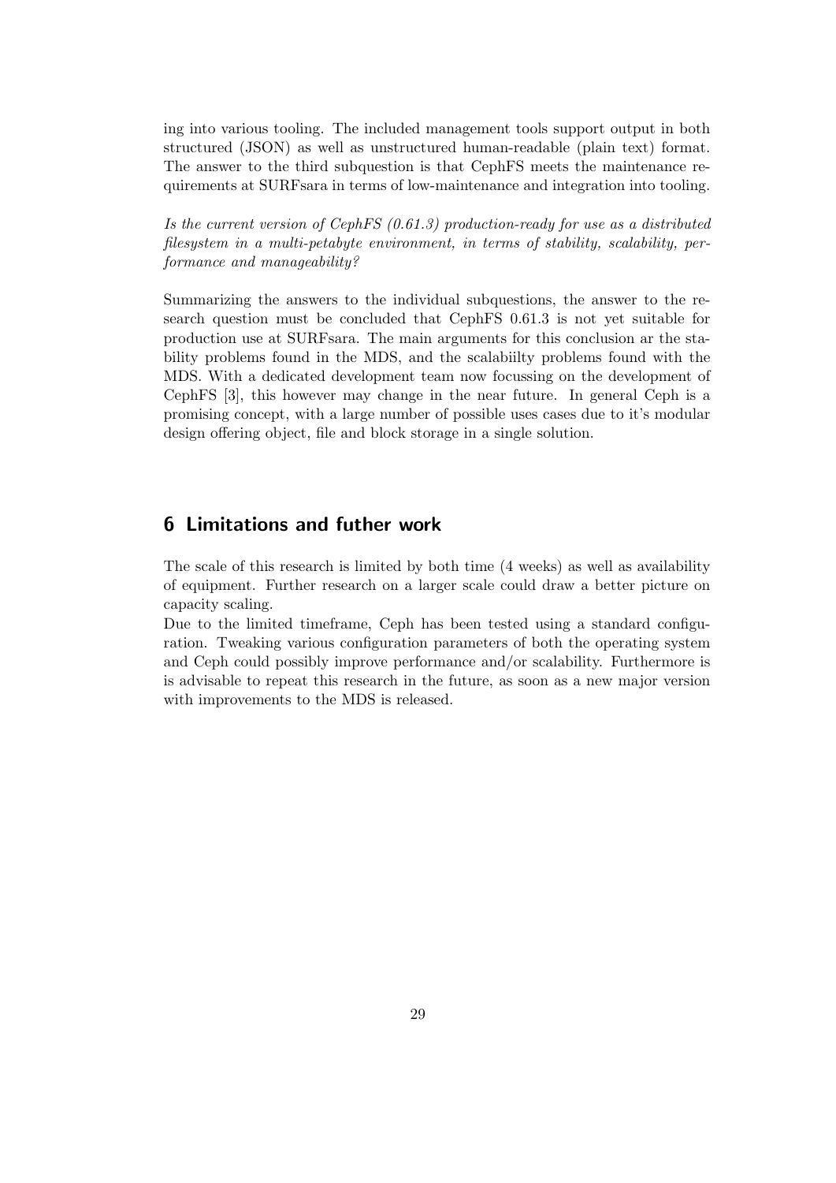ing into various tooling. The included management tools support output in both structured (JSON) as well as unstructured human-readable (plain text) format. The answer to the third subquestion is that CephFS meets the maintenance requirements at SURFsara in terms of low-maintenance and integration into tooling.

*Is the current version of CephFS (0.61.3) production-ready for use as a distributed filesystem in a multi-petabyte environment, in terms of stability, scalability, performance and manageability?*

Summarizing the answers to the individual subquestions, the answer to the research question must be concluded that CephFS 0.61.3 is not yet suitable for production use at SURFsara. The main arguments for this conclusion ar the stability problems found in the MDS, and the scalabiilty problems found with the MDS. With a dedicated development team now focussing on the development of CephFS [3], this however may change in the near future. In general Ceph is a promising concept, with a large number of possible uses cases due to it's modular design offering object, file and block storage in a single solution.

# 6 Limitations and futher work

The scale of this research is limited by both time (4 weeks) as well as availability of equipment. Further research on a larger scale could draw a better picture on capacity scaling.

Due to the limited timeframe, Ceph has been tested using a standard configuration. Tweaking various configuration parameters of both the operating system and Ceph could possibly improve performance and/or scalability. Furthermore is is advisable to repeat this research in the future, as soon as a new major version with improvements to the MDS is released.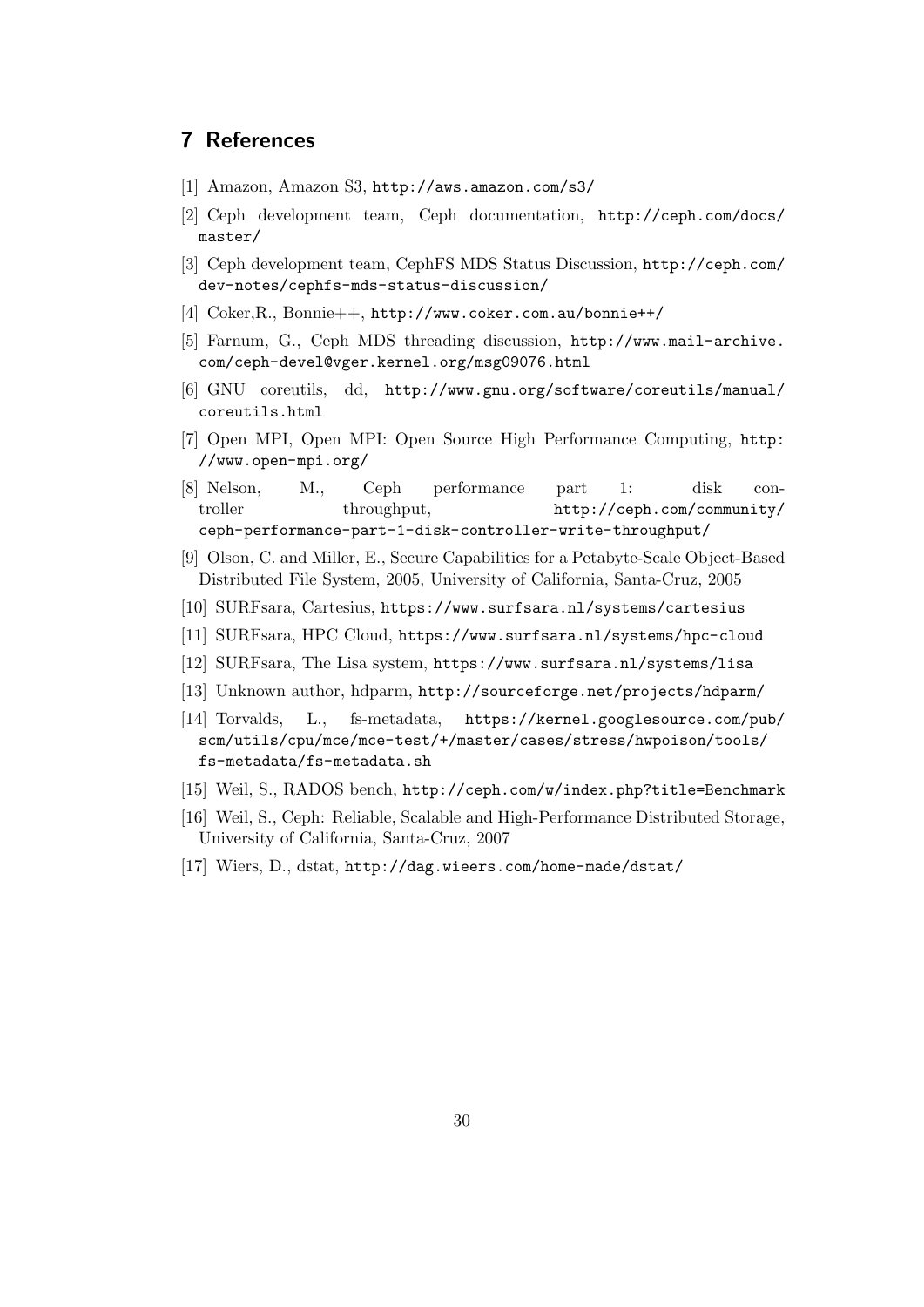# 7 References

[1] Amazon, Amazon S3, http://aws.amazon.com/s3/

[2] Ceph development team, Ceph documentation, http://ceph.com/docs/master/

[3] Ceph development team, CephFS MDS Status Discussion, http://ceph.com/dev-notes/cephfs-mds-status-discussion/

[4] Coker,R., Bonnie++, http://www.coker.com.au/bonnie++/

[5] Farnum, G., Ceph MDS threading discussion, http://www.mail-archive.com/ceph-devel@vger.kernel.org/msg09076.html

[6] GNU coreutils, dd, http://www.gnu.org/software/coreutils/manual/coreutils.html

[7] Open MPI, Open MPI: Open Source High Performance Computing, http://www.open-mpi.org/

[8] Nelson, M., Ceph performance part 1: disk controller throughput, http://ceph.com/community/ceph-performance-part-1-disk-controller-write-throughput/

[9] Olson, C. and Miller, E., Secure Capabilities for a Petabyte-Scale Object-Based Distributed File System, 2005, University of California, Santa-Cruz, 2005

[10] SURFsara, Cartesius, https://www.surfsara.nl/systems/cartesius

[11] SURFsara, HPC Cloud, https://www.surfsara.nl/systems/hpc-cloud

[12] SURFsara, The Lisa system, https://www.surfsara.nl/systems/lisa

[13] Unknown author, hdparm, http://sourceforge.net/projects/hdparm/

[14] Torvalds, L., fs-metadata, https://kernel.googlesource.com/pub/scm/utils/cpu/mce/mce-test/+/master/cases/stress/hwpoison/tools/fs-metadata/fs-metadata.sh

[15] Weil, S., RADOS bench, http://ceph.com/w/index.php?title=Benchmark

[16] Weil, S., Ceph: Reliable, Scalable and High-Performance Distributed Storage, University of California, Santa-Cruz, 2007

[17] Wiers, D., dstat, http://dag.wieers.com/home-made/dstat/